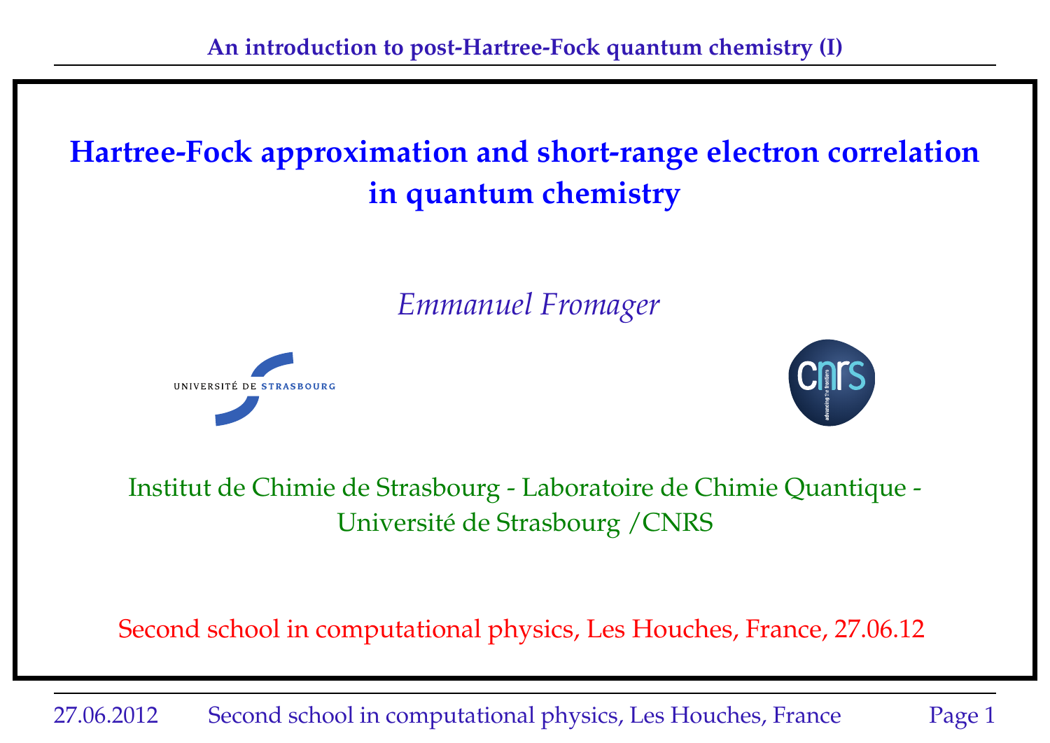# Hartree-Fock approximation and short-range electron correlation in quantum chemistry

*Emmanuel Fromager*

UNIVERSITÉ DE STRASBOURG

Institut de Chimie de Strasbourg - Laboratoire de Chimie Quantique - Université de Strasbourg /CNRS

Second school in computational physics, Les Houches, France, 27.06.12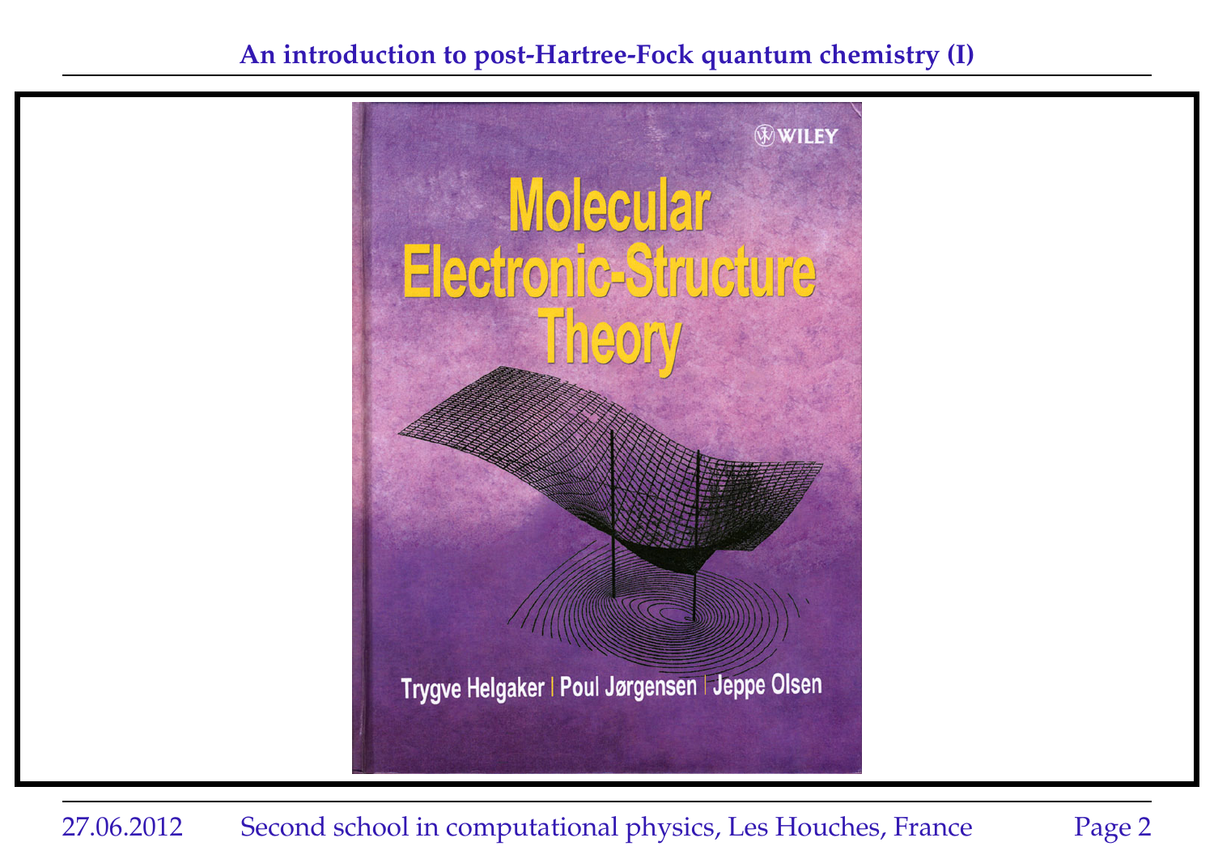**Molecular Electronic-Structure Theory**

Trygve Helgaker | Poul Jørgensen | Jeppe Olsen

WILEY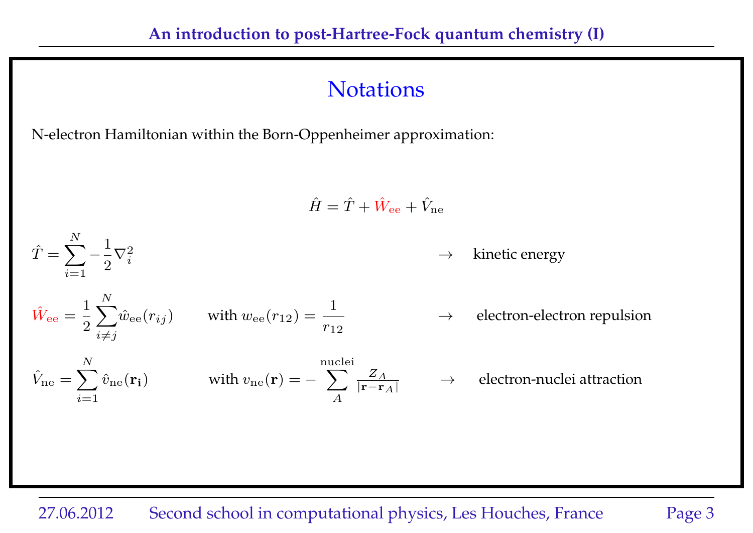# Notations

N-electron Hamiltonian within the Born-Oppenheimer approximation:

$$\hat{H} = \hat{T} + \hat{W}_{\rm ee} + \hat{V}_{\rm ne}$$

$\hat{T} = \sum_{i=1}^{N} -\frac{1}{2}\nabla_i^2$ $\rightarrow$ kinetic energy

$\hat{W}_{\rm ee} = \frac{1}{2}\sum_{i \neq j}^{N} \hat{w}_{\rm ee}(r_{ij})$ with $w_{\rm ee}(r_{12}) = \frac{1}{r_{12}}$ $\rightarrow$ electron-electron repulsion

$\hat{V}_{\rm ne} = \sum_{i=1}^{N} \hat{v}_{\rm ne}(\mathbf{r_i})$ with $v_{\rm ne}(\mathbf{r}) = -\sum_{A}^{\rm nuclei} \frac{Z_A}{|\mathbf{r}-\mathbf{r}_A|}$ $\rightarrow$ electron-nuclei attraction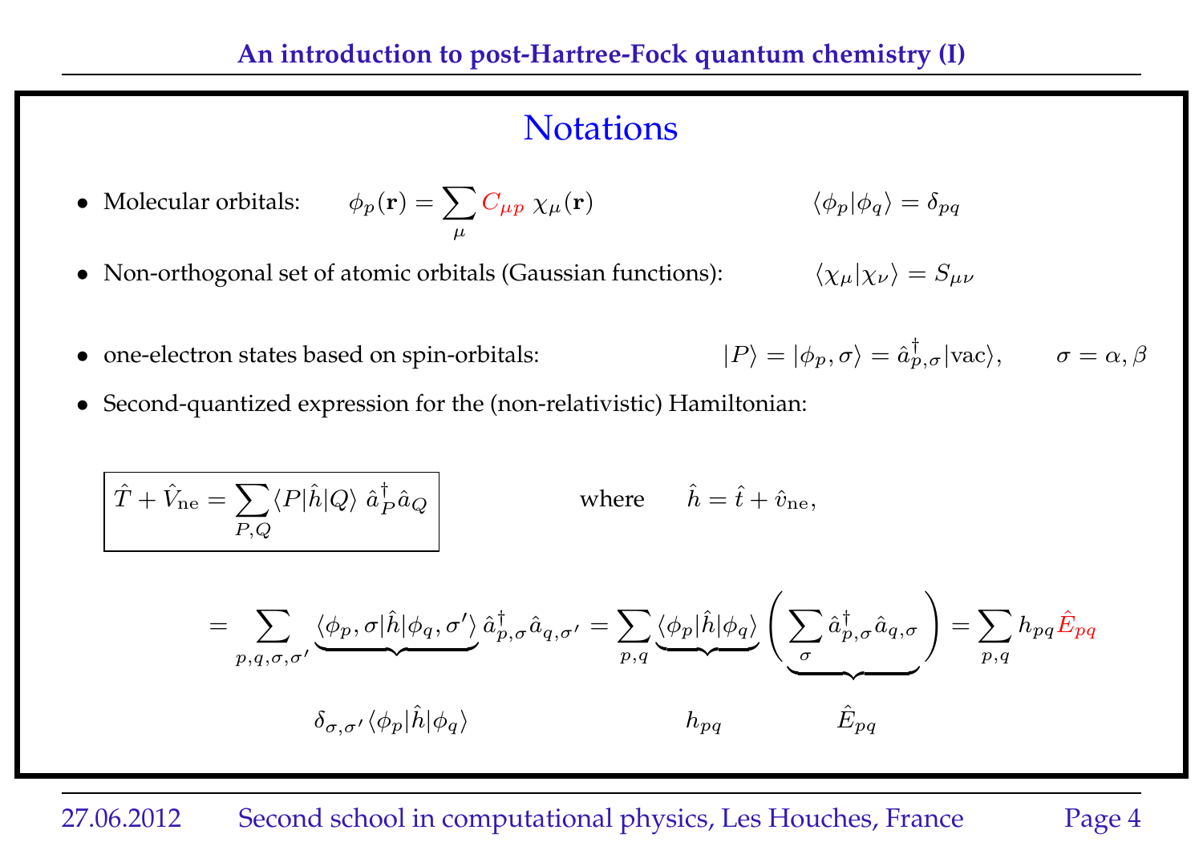## Notations

- Molecular orbitals: $\phi_p(\mathbf{r}) = \sum_\mu C_{\mu p}\, \chi_\mu(\mathbf{r})$ $\qquad \langle \phi_p | \phi_q \rangle = \delta_{pq}$

- Non-orthogonal set of atomic orbitals (Gaussian functions): $\qquad \langle \chi_\mu | \chi_\nu \rangle = S_{\mu\nu}$

- one-electron states based on spin-orbitals: $\qquad |P\rangle = |\phi_p, \sigma\rangle = \hat{a}^\dagger_{p,\sigma}|\text{vac}\rangle, \qquad \sigma = \alpha, \beta$

- Second-quantized expression for the (non-relativistic) Hamiltonian:

$$\boxed{\hat{T} + \hat{V}_{\text{ne}} = \sum_{P,Q} \langle P|\hat{h}|Q\rangle\; \hat{a}^\dagger_P \hat{a}_Q} \qquad \text{where} \qquad \hat{h} = \hat{t} + \hat{v}_{\text{ne}},$$

$$= \sum_{p,q,\sigma,\sigma'} \underbrace{\langle \phi_p, \sigma|\hat{h}|\phi_q, \sigma'\rangle}_{\delta_{\sigma,\sigma'}\langle \phi_p|\hat{h}|\phi_q\rangle} \hat{a}^\dagger_{p,\sigma}\hat{a}_{q,\sigma'} = \sum_{p,q} \underbrace{\langle \phi_p|\hat{h}|\phi_q\rangle}_{h_{pq}} \underbrace{\left( \sum_\sigma \hat{a}^\dagger_{p,\sigma}\hat{a}_{q,\sigma} \right)}_{\hat{E}_{pq}} = \sum_{p,q} h_{pq} \hat{E}_{pq}$$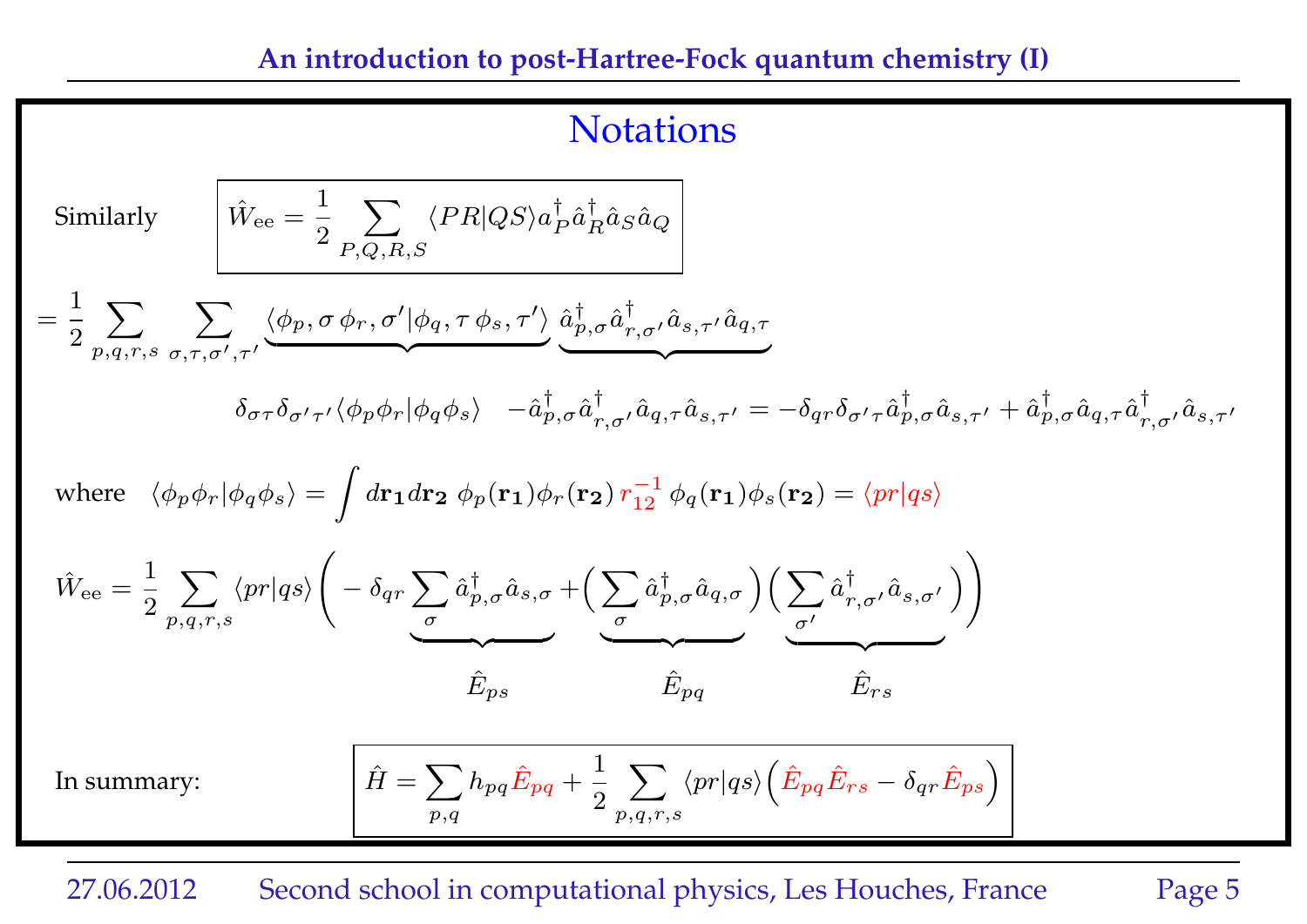## Notations

Similarly
$$\hat{W}_{\rm ee} = \frac{1}{2}\sum_{P,Q,R,S}\langle PR|QS\rangle a^\dagger_P \hat{a}^\dagger_R \hat{a}_S \hat{a}_Q$$

$$= \frac{1}{2}\sum_{p,q,r,s}\sum_{\sigma,\tau,\sigma',\tau'} \underbrace{\langle \phi_p,\sigma\, \phi_r,\sigma' | \phi_q,\tau\, \phi_s,\tau'\rangle}_{\delta_{\sigma\tau}\delta_{\sigma'\tau'}\langle\phi_p\phi_r|\phi_q\phi_s\rangle} \underbrace{\hat{a}^\dagger_{p,\sigma}\hat{a}^\dagger_{r,\sigma'}\hat{a}_{s,\tau'}\hat{a}_{q,\tau}}_{-\hat{a}^\dagger_{p,\sigma}\hat{a}^\dagger_{r,\sigma'}\hat{a}_{q,\tau}\hat{a}_{s,\tau'} = -\delta_{qr}\delta_{\sigma'\tau}\hat{a}^\dagger_{p,\sigma}\hat{a}_{s,\tau'} + \hat{a}^\dagger_{p,\sigma}\hat{a}_{q,\tau}\hat{a}^\dagger_{r,\sigma'}\hat{a}_{s,\tau'}}$$

where $\langle\phi_p\phi_r|\phi_q\phi_s\rangle = \int d\mathbf{r_1}d\mathbf{r_2}\ \phi_p(\mathbf{r_1})\phi_r(\mathbf{r_2})\, r_{12}^{-1}\, \phi_q(\mathbf{r_1})\phi_s(\mathbf{r_2}) = \langle pr|qs\rangle$

$$\hat{W}_{\rm ee} = \frac{1}{2}\sum_{p,q,r,s}\langle pr|qs\rangle\Bigg(-\delta_{qr}\underbrace{\sum_\sigma \hat{a}^\dagger_{p,\sigma}\hat{a}_{s,\sigma}}_{\hat{E}_{ps}} + \underbrace{\Big(\sum_\sigma \hat{a}^\dagger_{p,\sigma}\hat{a}_{q,\sigma}\Big)}_{\hat{E}_{pq}}\underbrace{\Big(\sum_{\sigma'} \hat{a}^\dagger_{r,\sigma'}\hat{a}_{s,\sigma'}\Big)}_{\hat{E}_{rs}}\Bigg)$$

In summary:
$$\hat{H} = \sum_{p,q} h_{pq}\hat{E}_{pq} + \frac{1}{2}\sum_{p,q,r,s}\langle pr|qs\rangle\Big(\hat{E}_{pq}\hat{E}_{rs} - \delta_{qr}\hat{E}_{ps}\Big)$$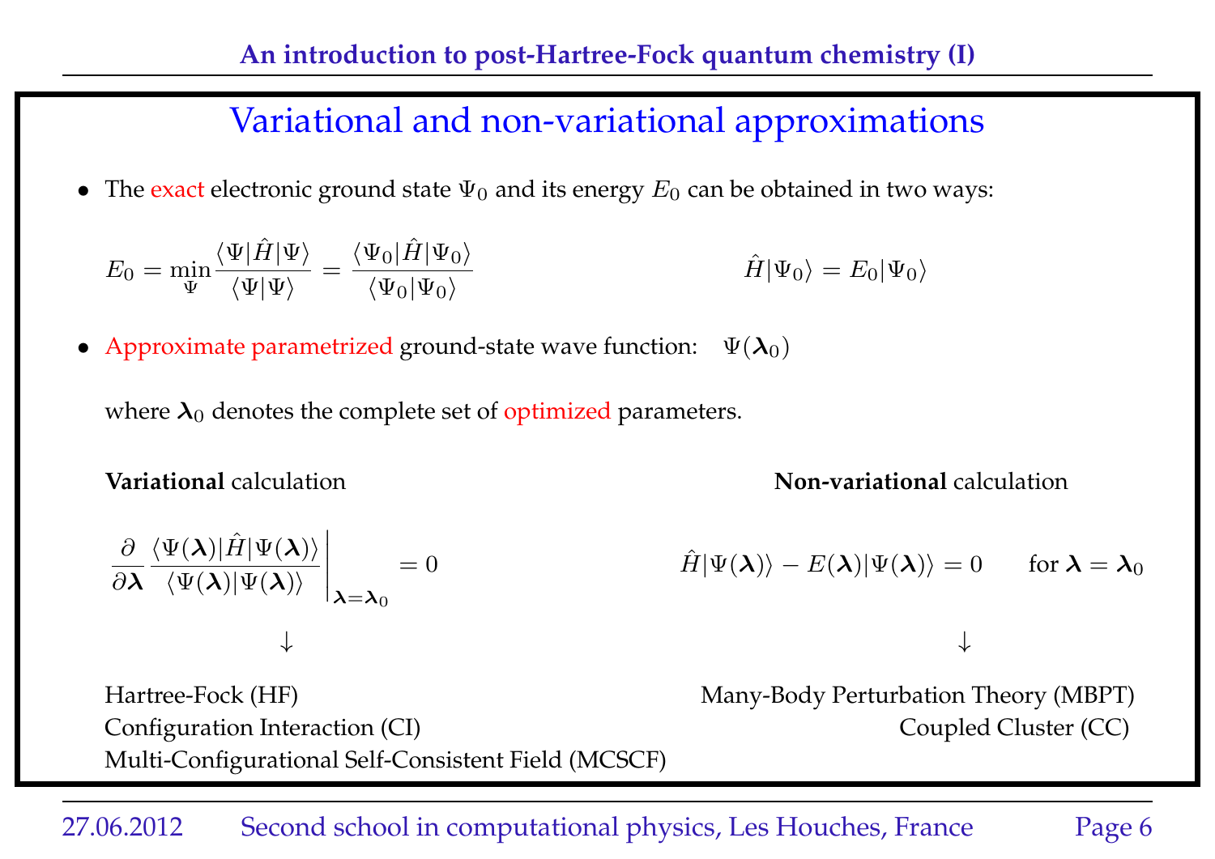# Variational and non-variational approximations

- The exact electronic ground state $\Psi_0$ and its energy $E_0$ can be obtained in two ways:

$$E_0 = \min_{\Psi} \frac{\langle \Psi | \hat{H} | \Psi \rangle}{\langle \Psi | \Psi \rangle} = \frac{\langle \Psi_0 | \hat{H} | \Psi_0 \rangle}{\langle \Psi_0 | \Psi_0 \rangle}$$

$$\hat{H} | \Psi_0 \rangle = E_0 | \Psi_0 \rangle$$

- Approximate parametrized ground-state wave function: $\Psi(\boldsymbol{\lambda}_0)$

  where $\boldsymbol{\lambda}_0$ denotes the complete set of optimized parameters.

**Variational** calculation

$$\frac{\partial}{\partial \boldsymbol{\lambda}} \frac{\langle \Psi(\boldsymbol{\lambda}) | \hat{H} | \Psi(\boldsymbol{\lambda}) \rangle}{\langle \Psi(\boldsymbol{\lambda}) | \Psi(\boldsymbol{\lambda}) \rangle} \Bigg|_{\boldsymbol{\lambda} = \boldsymbol{\lambda}_0} = 0$$

$\downarrow$

Hartree-Fock (HF)
Configuration Interaction (CI)
Multi-Configurational Self-Consistent Field (MCSCF)

**Non-variational** calculation

$$\hat{H} | \Psi(\boldsymbol{\lambda}) \rangle - E(\boldsymbol{\lambda}) | \Psi(\boldsymbol{\lambda}) \rangle = 0 \qquad \text{for } \boldsymbol{\lambda} = \boldsymbol{\lambda}_0$$

$\downarrow$

Many-Body Perturbation Theory (MBPT)
Coupled Cluster (CC)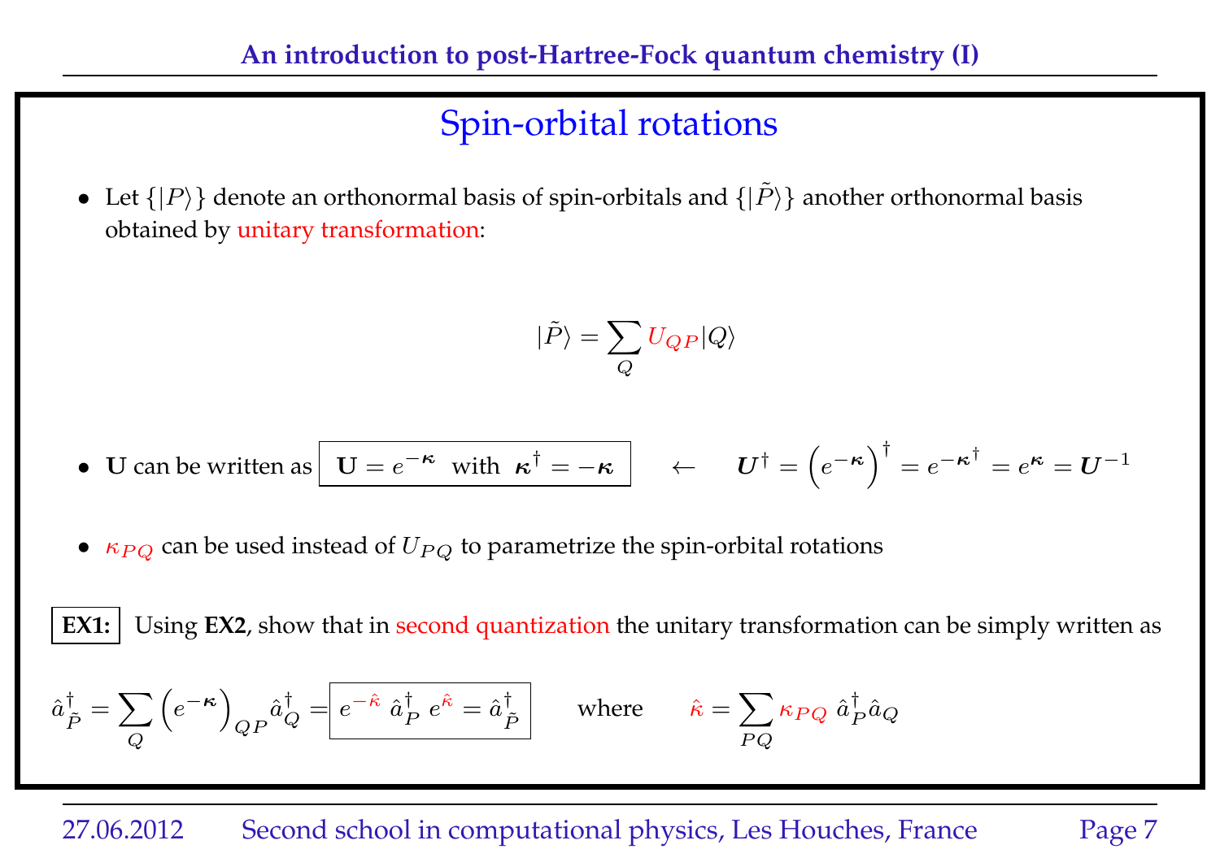## Spin-orbital rotations

- Let $\{|P\rangle\}$ denote an orthonormal basis of spin-orbitals and $\{|\tilde{P}\rangle\}$ another orthonormal basis obtained by unitary transformation:

$$|\tilde{P}\rangle = \sum_{Q} U_{QP} |Q\rangle$$

- **U** can be written as $\boxed{\mathbf{U} = e^{-\boldsymbol{\kappa}} \;\text{ with }\; \boldsymbol{\kappa}^{\dagger} = -\boldsymbol{\kappa}}$ $\quad\leftarrow\quad$ $\boldsymbol{U}^{\dagger} = \left(e^{-\boldsymbol{\kappa}}\right)^{\dagger} = e^{-\boldsymbol{\kappa}^{\dagger}} = e^{\boldsymbol{\kappa}} = \boldsymbol{U}^{-1}$

- $\kappa_{PQ}$ can be used instead of $U_{PQ}$ to parametrize the spin-orbital rotations

**EX1:** Using **EX2**, show that in second quantization the unitary transformation can be simply written as

$$\hat{a}^{\dagger}_{\tilde{P}} = \sum_{Q} \left(e^{-\boldsymbol{\kappa}}\right)_{QP} \hat{a}^{\dagger}_{Q} = \boxed{e^{-\hat{\kappa}} \; \hat{a}^{\dagger}_{P} \; e^{\hat{\kappa}} = \hat{a}^{\dagger}_{\tilde{P}}} \qquad \text{where} \qquad \hat{\kappa} = \sum_{PQ} \kappa_{PQ} \; \hat{a}^{\dagger}_{P} \hat{a}_{Q}$$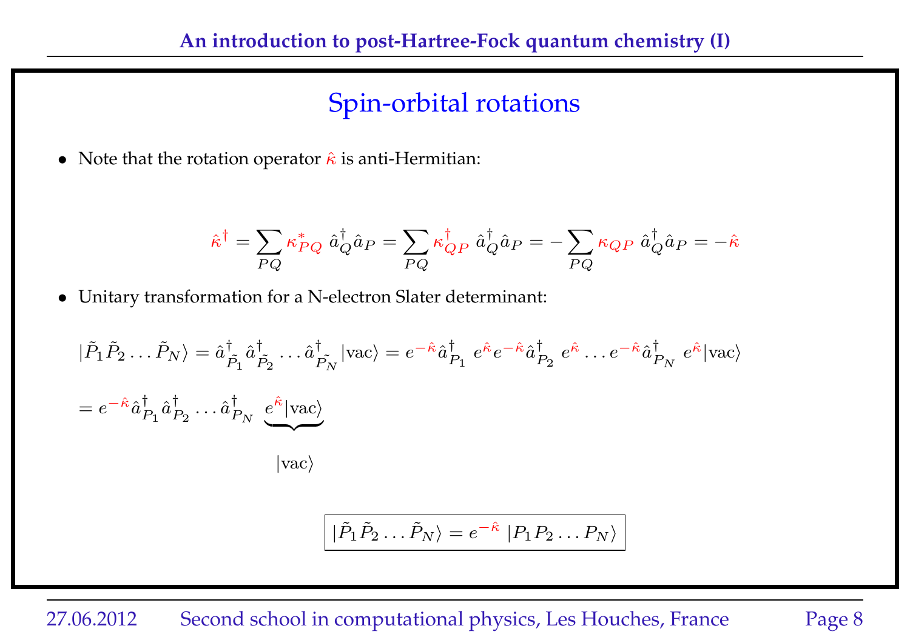## Spin-orbital rotations

- Note that the rotation operator $\hat{\kappa}$ is anti-Hermitian:

$$\hat{\kappa}^{\dagger} = \sum_{PQ} \kappa^{*}_{PQ}\ \hat{a}^{\dagger}_{Q}\hat{a}_{P} = \sum_{PQ} \kappa^{\dagger}_{QP}\ \hat{a}^{\dagger}_{Q}\hat{a}_{P} = -\sum_{PQ} \kappa_{QP}\ \hat{a}^{\dagger}_{Q}\hat{a}_{P} = -\hat{\kappa}$$

- Unitary transformation for a N-electron Slater determinant:

$$|\tilde{P}_1\tilde{P}_2\ldots\tilde{P}_N\rangle = \hat{a}^{\dagger}_{\tilde{P}_1}\hat{a}^{\dagger}_{\tilde{P}_2}\ldots\hat{a}^{\dagger}_{\tilde{P}_N}|\text{vac}\rangle = e^{-\hat{\kappa}}\hat{a}^{\dagger}_{P_1}\ e^{\hat{\kappa}}e^{-\hat{\kappa}}\hat{a}^{\dagger}_{P_2}\ e^{\hat{\kappa}}\ldots e^{-\hat{\kappa}}\hat{a}^{\dagger}_{P_N}\ e^{\hat{\kappa}}|\text{vac}\rangle$$

$$= e^{-\hat{\kappa}}\hat{a}^{\dagger}_{P_1}\hat{a}^{\dagger}_{P_2}\ldots\hat{a}^{\dagger}_{P_N}\ \underbrace{e^{\hat{\kappa}}|\text{vac}\rangle}_{|\text{vac}\rangle}$$

$$\boxed{|\tilde{P}_1\tilde{P}_2\ldots\tilde{P}_N\rangle = e^{-\hat{\kappa}}\ |P_1P_2\ldots P_N\rangle}$$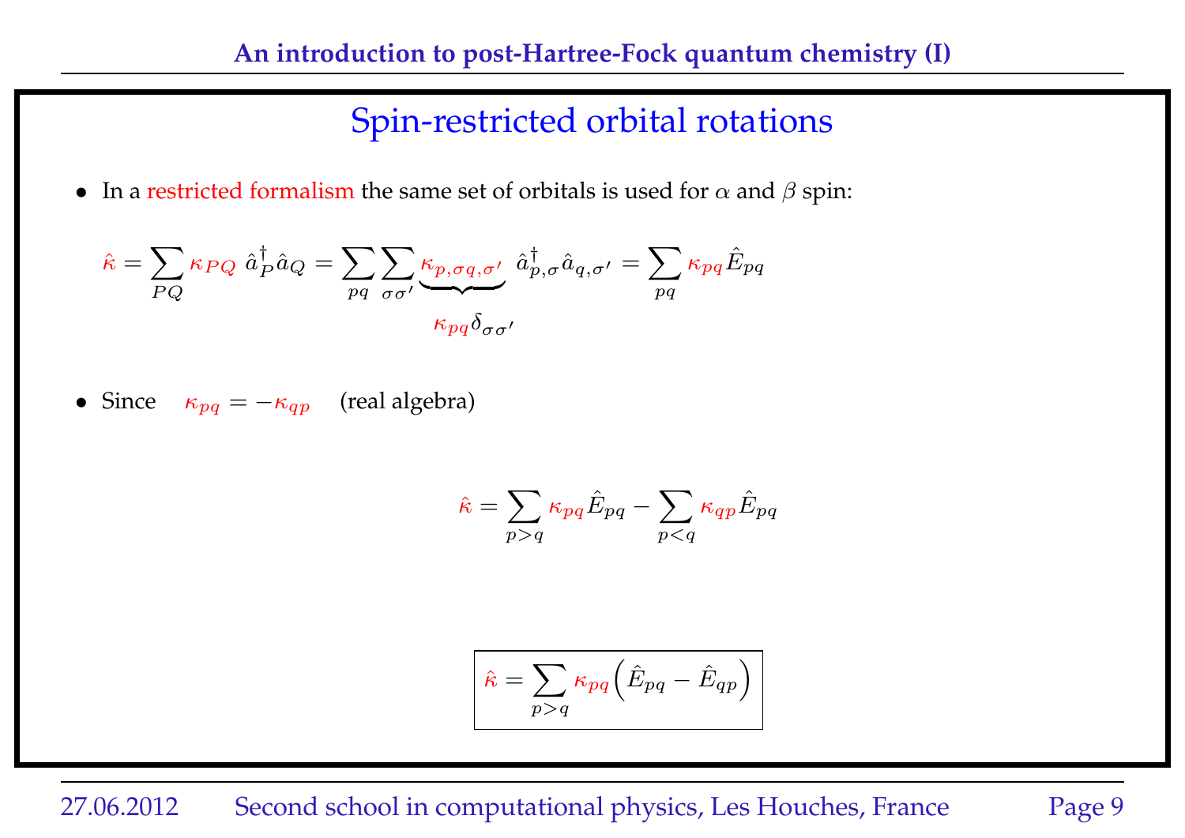# Spin-restricted orbital rotations

- In a restricted formalism the same set of orbitals is used for $\alpha$ and $\beta$ spin:

$$\hat{\kappa} = \sum_{PQ} \kappa_{PQ}\ \hat{a}_P^\dagger \hat{a}_Q = \sum_{pq} \sum_{\sigma\sigma'} \underbrace{\kappa_{p,\sigma q,\sigma'}}_{\kappa_{pq}\delta_{\sigma\sigma'}}\ \hat{a}_{p,\sigma}^\dagger \hat{a}_{q,\sigma'} = \sum_{pq} \kappa_{pq} \hat{E}_{pq}$$

- Since $\kappa_{pq} = -\kappa_{qp}$ (real algebra)

$$\hat{\kappa} = \sum_{p>q} \kappa_{pq} \hat{E}_{pq} - \sum_{p<q} \kappa_{qp} \hat{E}_{pq}$$

$$\boxed{\hat{\kappa} = \sum_{p>q} \kappa_{pq} \Big( \hat{E}_{pq} - \hat{E}_{qp} \Big)}$$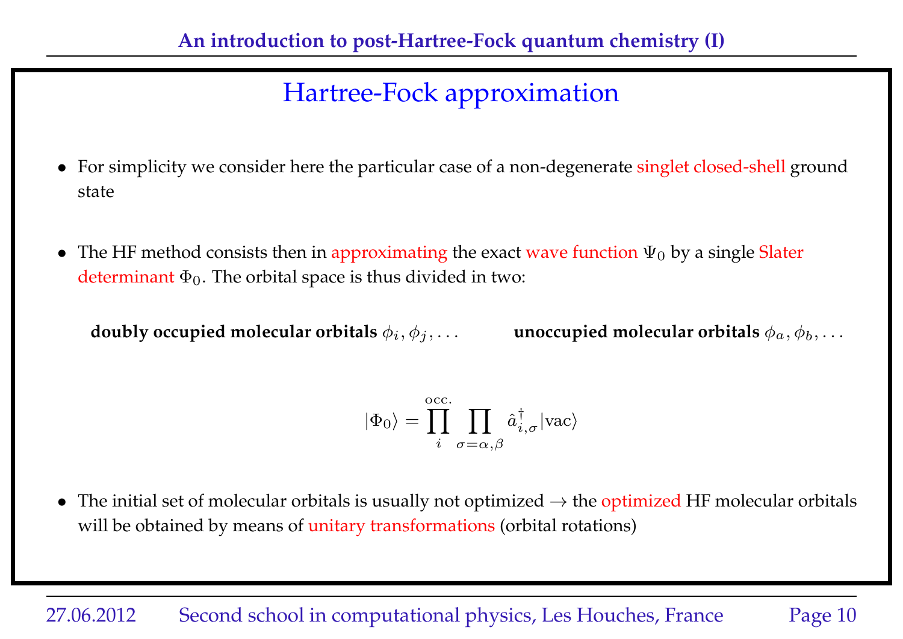# Hartree-Fock approximation

- For simplicity we consider here the particular case of a non-degenerate singlet closed-shell ground state

- The HF method consists then in approximating the exact wave function $\Psi_0$ by a single Slater determinant $\Phi_0$. The orbital space is thus divided in two:

**doubly occupied molecular orbitals** $\phi_i, \phi_j, \ldots$ **unoccupied molecular orbitals** $\phi_a, \phi_b, \ldots$

$$|\Phi_0\rangle = \prod_i^{\text{occ.}} \prod_{\sigma=\alpha,\beta} \hat{a}^\dagger_{i,\sigma} |\text{vac}\rangle$$

- The initial set of molecular orbitals is usually not optimized $\rightarrow$ the optimized HF molecular orbitals will be obtained by means of unitary transformations (orbital rotations)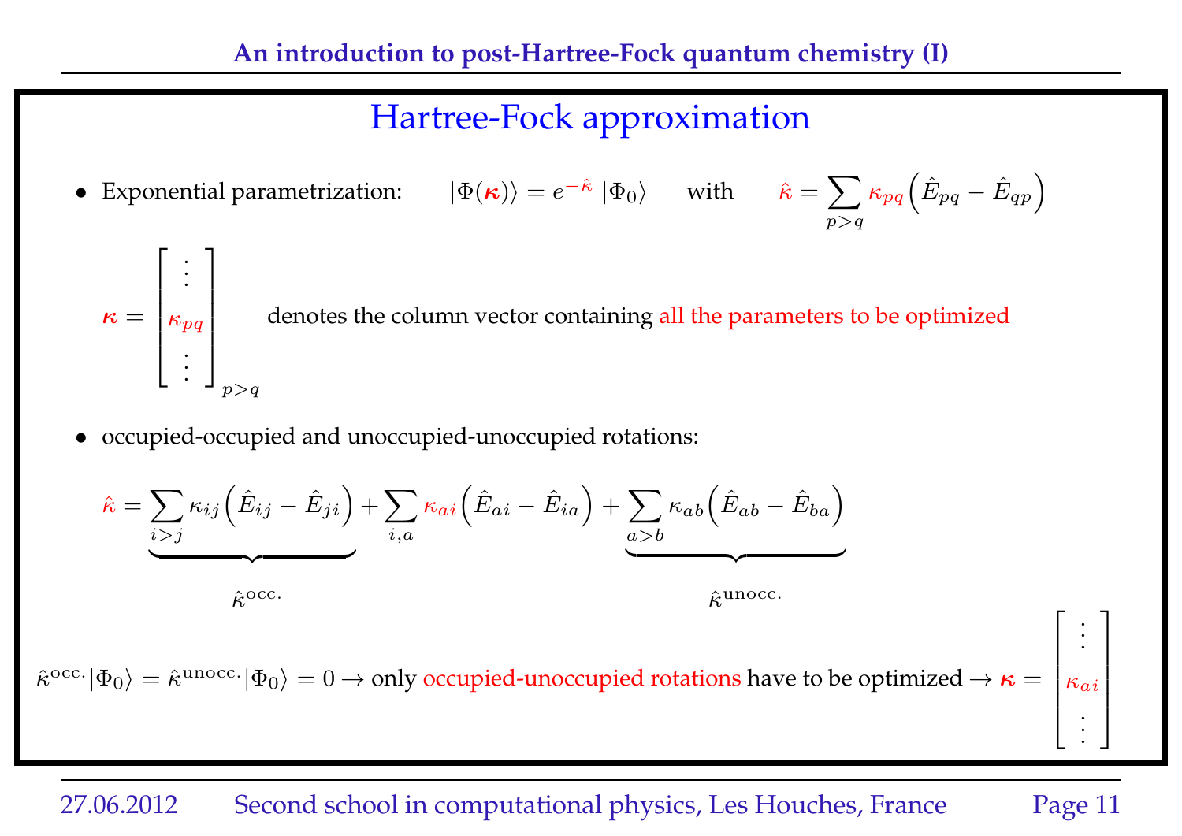# Hartree-Fock approximation

- Exponential parametrization: $\quad |\Phi(\boldsymbol{\kappa})\rangle = e^{-\hat{\kappa}}\,|\Phi_0\rangle \quad$ with $\quad \hat{\kappa} = \sum_{p>q} \kappa_{pq}\Big(\hat{E}_{pq} - \hat{E}_{qp}\Big)$

$$\boldsymbol{\kappa} = \begin{bmatrix} \vdots \\ \kappa_{pq} \\ \vdots \end{bmatrix}_{p>q}$$

denotes the column vector containing all the parameters to be optimized

- occupied-occupied and unoccupied-unoccupied rotations:

$$\hat{\kappa} = \underbrace{\sum_{i>j} \kappa_{ij}\Big(\hat{E}_{ij} - \hat{E}_{ji}\Big)}_{\hat{\kappa}^{\text{occ.}}} + \sum_{i,a} \kappa_{ai}\Big(\hat{E}_{ai} - \hat{E}_{ia}\Big) + \underbrace{\sum_{a>b} \kappa_{ab}\Big(\hat{E}_{ab} - \hat{E}_{ba}\Big)}_{\hat{\kappa}^{\text{unocc.}}}$$

$\hat{\kappa}^{\text{occ.}}|\Phi_0\rangle = \hat{\kappa}^{\text{unocc.}}|\Phi_0\rangle = 0 \rightarrow$ only occupied-unoccupied rotations have to be optimized $\rightarrow \boldsymbol{\kappa} = \begin{bmatrix} \vdots \\ \kappa_{ai} \\ \vdots \end{bmatrix}$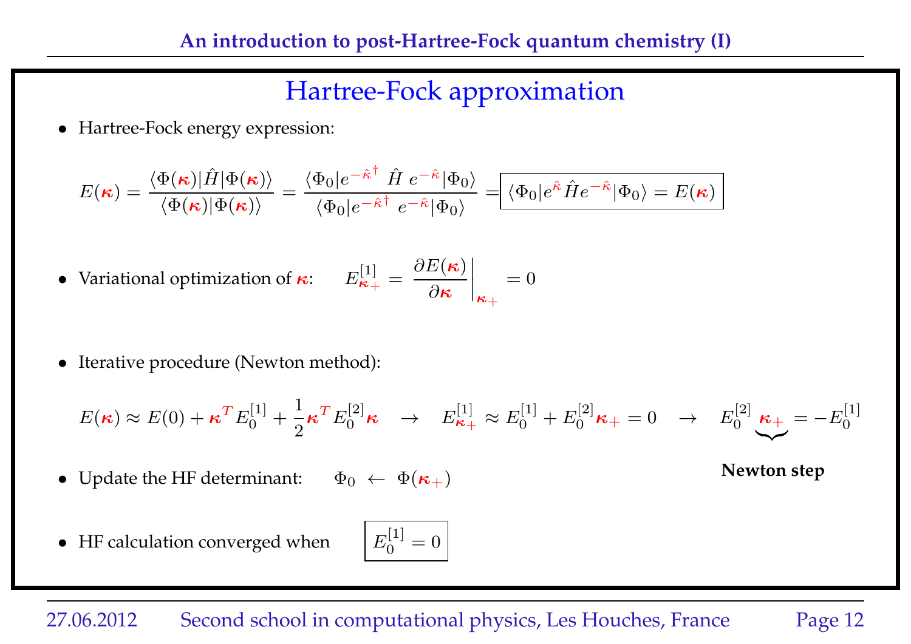# Hartree-Fock approximation

- Hartree-Fock energy expression:

$$E(\boldsymbol{\kappa}) = \frac{\langle \Phi(\boldsymbol{\kappa}) | \hat{H} | \Phi(\boldsymbol{\kappa}) \rangle}{\langle \Phi(\boldsymbol{\kappa}) | \Phi(\boldsymbol{\kappa}) \rangle} = \frac{\langle \Phi_0 | e^{-\hat{\kappa}^\dagger} \ \hat{H} \ e^{-\hat{\kappa}} | \Phi_0 \rangle}{\langle \Phi_0 | e^{-\hat{\kappa}^\dagger} \ e^{-\hat{\kappa}} | \Phi_0 \rangle} = \boxed{\langle \Phi_0 | e^{\hat{\kappa}} \hat{H} e^{-\hat{\kappa}} | \Phi_0 \rangle = E(\boldsymbol{\kappa})}$$

- Variational optimization of $\boldsymbol{\kappa}$: $\quad E^{[1]}_{\boldsymbol{\kappa}_+} = \left. \frac{\partial E(\boldsymbol{\kappa})}{\partial \boldsymbol{\kappa}} \right|_{\boldsymbol{\kappa}_+} = 0$

- Iterative procedure (Newton method):

$$E(\boldsymbol{\kappa}) \approx E(0) + \boldsymbol{\kappa}^T E^{[1]}_0 + \frac{1}{2} \boldsymbol{\kappa}^T E^{[2]}_0 \boldsymbol{\kappa} \quad \rightarrow \quad E^{[1]}_{\boldsymbol{\kappa}_+} \approx E^{[1]}_0 + E^{[2]}_0 \boldsymbol{\kappa}_+ = 0 \quad \rightarrow \quad E^{[2]}_0 \underbrace{\boldsymbol{\kappa}_+}_{\text{Newton step}} = -E^{[1]}_0$$

- Update the HF determinant: $\quad \Phi_0 \leftarrow \Phi(\boldsymbol{\kappa}_+)$

- HF calculation converged when $\quad \boxed{E^{[1]}_0 = 0}$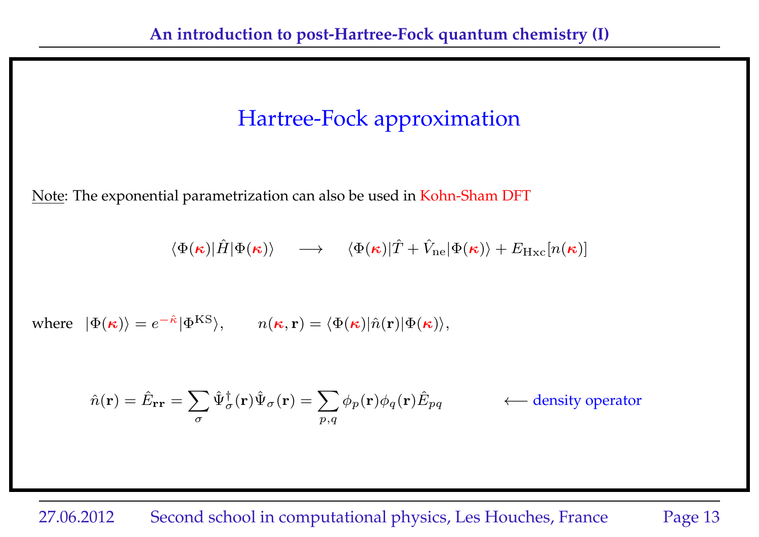# Hartree-Fock approximation

Note: The exponential parametrization can also be used in Kohn-Sham DFT

$$\langle \Phi(\boldsymbol{\kappa})|\hat{H}|\Phi(\boldsymbol{\kappa})\rangle \quad \longrightarrow \quad \langle \Phi(\boldsymbol{\kappa})|\hat{T}+\hat{V}_{\rm ne}|\Phi(\boldsymbol{\kappa})\rangle + E_{\rm Hxc}[n(\boldsymbol{\kappa})]$$

where $|\Phi(\boldsymbol{\kappa})\rangle = e^{-\hat{\kappa}}|\Phi^{\rm KS}\rangle, \qquad n(\boldsymbol{\kappa}, \mathbf{r}) = \langle \Phi(\boldsymbol{\kappa})|\hat{n}(\mathbf{r})|\Phi(\boldsymbol{\kappa})\rangle,$

$$\hat{n}(\mathbf{r}) = \hat{E}_{\mathbf{rr}} = \sum_{\sigma} \hat{\Psi}^{\dagger}_{\sigma}(\mathbf{r})\hat{\Psi}_{\sigma}(\mathbf{r}) = \sum_{p,q} \phi_p(\mathbf{r})\phi_q(\mathbf{r})\hat{E}_{pq} \qquad \longleftarrow \text{density operator}$$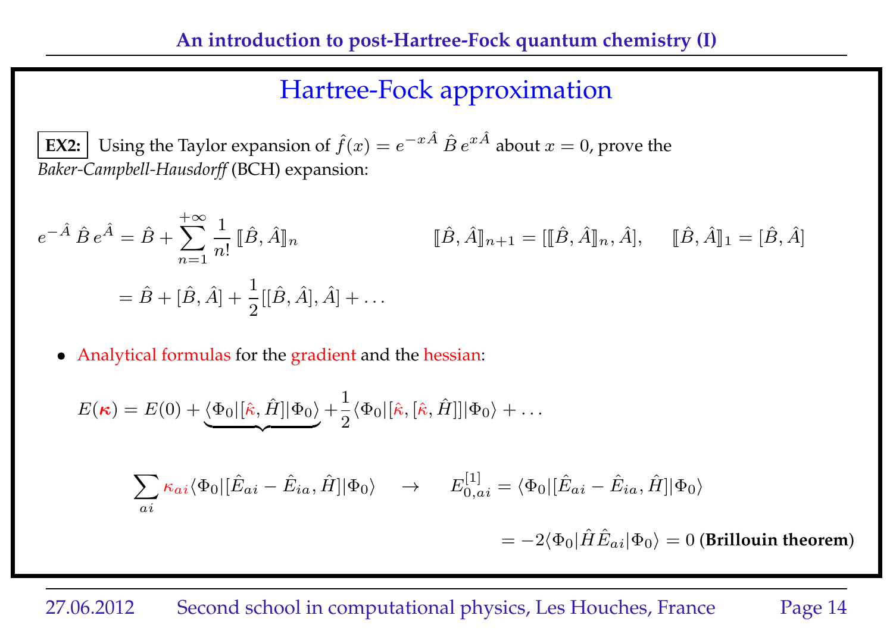# Hartree-Fock approximation

**EX2:** Using the Taylor expansion of $\hat{f}(x) = e^{-x\hat{A}}\,\hat{B}\,e^{x\hat{A}}$ about $x = 0$, prove the *Baker-Campbell-Hausdorff* (BCH) expansion:

$$e^{-\hat{A}}\,\hat{B}\,e^{\hat{A}} = \hat{B} + \sum_{n=1}^{+\infty} \frac{1}{n!} [\![\hat{B}, \hat{A}]\!]_n \qquad [\![\hat{B}, \hat{A}]\!]_{n+1} = [[\![\hat{B}, \hat{A}]\!]_n, \hat{A}], \quad [\![\hat{B}, \hat{A}]\!]_1 = [\hat{B}, \hat{A}]$$

$$= \hat{B} + [\hat{B}, \hat{A}] + \frac{1}{2}[[\hat{B}, \hat{A}], \hat{A}] + \ldots$$

- Analytical formulas for the gradient and the hessian:

$$E(\boldsymbol{\kappa}) = E(0) + \underbrace{\langle \Phi_0 | [\hat{\kappa}, \hat{H}] | \Phi_0 \rangle} + \frac{1}{2} \langle \Phi_0 | [\hat{\kappa}, [\hat{\kappa}, \hat{H}]] | \Phi_0 \rangle + \ldots$$

$$\sum_{ai} \kappa_{ai} \langle \Phi_0 | [\hat{E}_{ai} - \hat{E}_{ia}, \hat{H}] | \Phi_0 \rangle \quad \rightarrow \quad E^{[1]}_{0,ai} = \langle \Phi_0 | [\hat{E}_{ai} - \hat{E}_{ia}, \hat{H}] | \Phi_0 \rangle$$

$$= -2 \langle \Phi_0 | \hat{H} \hat{E}_{ai} | \Phi_0 \rangle = 0 \text{ (Brillouin theorem)}$$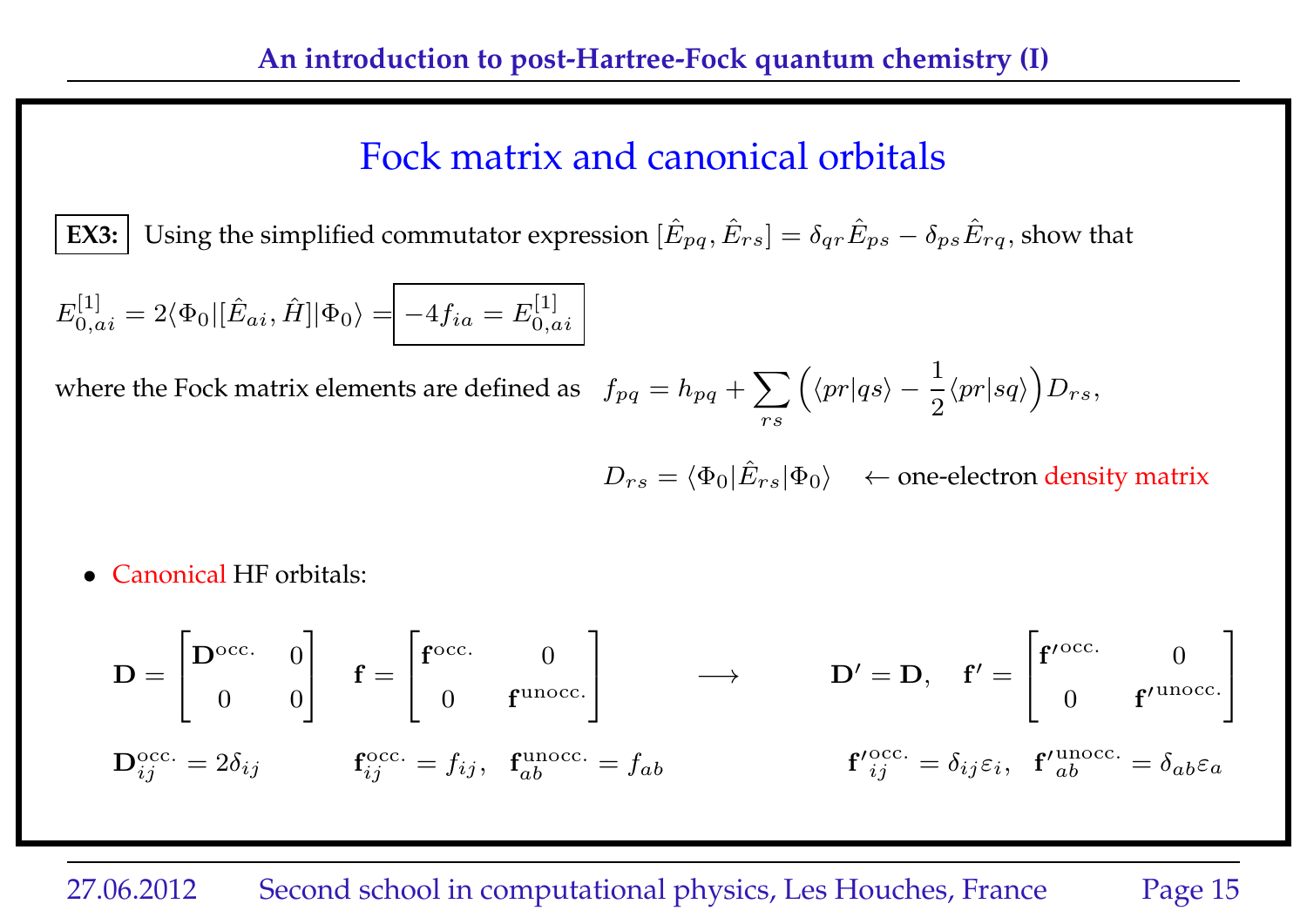# Fock matrix and canonical orbitals

**EX3:** Using the simplified commutator expression $[\hat{E}_{pq}, \hat{E}_{rs}] = \delta_{qr}\hat{E}_{ps} - \delta_{ps}\hat{E}_{rq}$, show that

$$E^{[1]}_{0,ai} = 2\langle\Phi_0|[\hat{E}_{ai}, \hat{H}]|\Phi_0\rangle = \boxed{-4f_{ia} = E^{[1]}_{0,ai}}$$

where the Fock matrix elements are defined as $\quad f_{pq} = h_{pq} + \sum_{rs}\Big(\langle pr|qs\rangle - \frac{1}{2}\langle pr|sq\rangle\Big)D_{rs},$

$$D_{rs} = \langle\Phi_0|\hat{E}_{rs}|\Phi_0\rangle \quad \leftarrow \text{one-electron density matrix}$$

- Canonical HF orbitals:

$$\mathbf{D} = \begin{bmatrix} \mathbf{D}^{\text{occ.}} & 0 \\ 0 & 0 \end{bmatrix} \quad \mathbf{f} = \begin{bmatrix} \mathbf{f}^{\text{occ.}} & 0 \\ 0 & \mathbf{f}^{\text{unocc.}} \end{bmatrix} \qquad \longrightarrow \qquad \mathbf{D}' = \mathbf{D}, \quad \mathbf{f}' = \begin{bmatrix} \mathbf{f'}^{\text{occ.}} & 0 \\ 0 & \mathbf{f'}^{\text{unocc.}} \end{bmatrix}$$

$$\mathbf{D}^{\text{occ.}}_{ij} = 2\delta_{ij} \qquad \mathbf{f}^{\text{occ.}}_{ij} = f_{ij}, \quad \mathbf{f}^{\text{unocc.}}_{ab} = f_{ab} \qquad\qquad \mathbf{f'}^{\text{occ.}}_{ij} = \delta_{ij}\varepsilon_i, \quad \mathbf{f'}^{\text{unocc.}}_{ab} = \delta_{ab}\varepsilon_a$$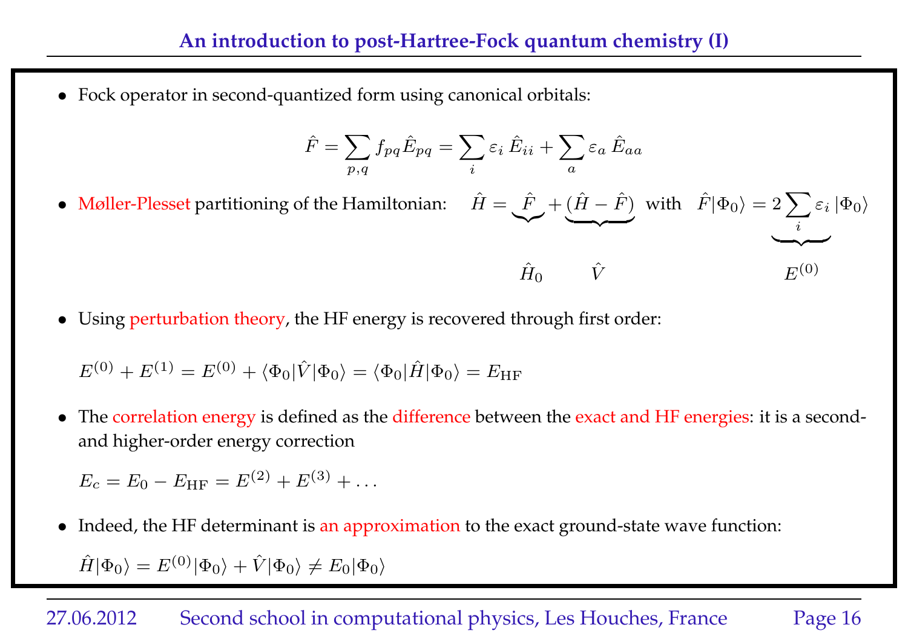- Fock operator in second-quantized form using canonical orbitals:

$$\hat{F} = \sum_{p,q} f_{pq} \hat{E}_{pq} = \sum_i \varepsilon_i \, \hat{E}_{ii} + \sum_a \varepsilon_a \, \hat{E}_{aa}$$

- Møller-Plesset partitioning of the Hamiltonian: $\hat{H} = \underbrace{\hat{F}}_{\hat{H}_0} + \underbrace{(\hat{H} - \hat{F})}_{\hat{V}}$ with $\hat{F}|\Phi_0\rangle = \underbrace{2\sum_i \varepsilon_i}_{E^{(0)}} |\Phi_0\rangle$

- Using perturbation theory, the HF energy is recovered through first order:

$$E^{(0)} + E^{(1)} = E^{(0)} + \langle \Phi_0 | \hat{V} | \Phi_0 \rangle = \langle \Phi_0 | \hat{H} | \Phi_0 \rangle = E_{\mathrm{HF}}$$

- The correlation energy is defined as the difference between the exact and HF energies: it is a second- and higher-order energy correction

$$E_c = E_0 - E_{\mathrm{HF}} = E^{(2)} + E^{(3)} + \ldots$$

- Indeed, the HF determinant is an approximation to the exact ground-state wave function:

$$\hat{H}|\Phi_0\rangle = E^{(0)}|\Phi_0\rangle + \hat{V}|\Phi_0\rangle \neq E_0|\Phi_0\rangle$$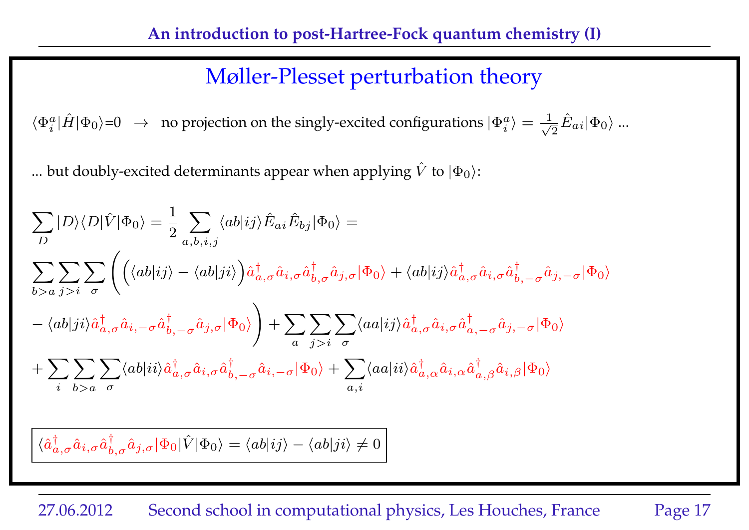## Møller-Plesset perturbation theory

$\langle \Phi_i^a | \hat{H} | \Phi_0 \rangle$=0 $\rightarrow$ no projection on the singly-excited configurations $|\Phi_i^a\rangle = \frac{1}{\sqrt{2}} \hat{E}_{ai} |\Phi_0\rangle$ ...

... but doubly-excited determinants appear when applying $\hat{V}$ to $|\Phi_0\rangle$:

$$
\sum_D |D\rangle\langle D|\hat{V}|\Phi_0\rangle = \frac{1}{2} \sum_{a,b,i,j} \langle ab|ij\rangle \hat{E}_{ai}\hat{E}_{bj}|\Phi_0\rangle =
$$

$$
\sum_{b>a}\sum_{j>i}\sum_{\sigma} \Bigg( \Big( \langle ab|ij\rangle - \langle ab|ji\rangle \Big) \hat{a}^\dagger_{a,\sigma}\hat{a}_{i,\sigma}\hat{a}^\dagger_{b,\sigma}\hat{a}_{j,\sigma}|\Phi_0\rangle + \langle ab|ij\rangle \hat{a}^\dagger_{a,\sigma}\hat{a}_{i,\sigma}\hat{a}^\dagger_{b,-\sigma}\hat{a}_{j,-\sigma}|\Phi_0\rangle
$$

$$
- \langle ab|ji\rangle \hat{a}^\dagger_{a,\sigma}\hat{a}_{i,-\sigma}\hat{a}^\dagger_{b,-\sigma}\hat{a}_{j,\sigma}|\Phi_0\rangle \Bigg) + \sum_{a}\sum_{j>i}\sum_{\sigma} \langle aa|ij\rangle \hat{a}^\dagger_{a,\sigma}\hat{a}_{i,\sigma}\hat{a}^\dagger_{a,-\sigma}\hat{a}_{j,-\sigma}|\Phi_0\rangle
$$

$$
+ \sum_{i}\sum_{b>a}\sum_{\sigma} \langle ab|ii\rangle \hat{a}^\dagger_{a,\sigma}\hat{a}_{i,\sigma}\hat{a}^\dagger_{b,-\sigma}\hat{a}_{i,-\sigma}|\Phi_0\rangle + \sum_{a,i} \langle aa|ii\rangle \hat{a}^\dagger_{a,\alpha}\hat{a}_{i,\alpha}\hat{a}^\dagger_{a,\beta}\hat{a}_{i,\beta}|\Phi_0\rangle
$$

$$
\boxed{\langle \hat{a}^\dagger_{a,\sigma}\hat{a}_{i,\sigma}\hat{a}^\dagger_{b,\sigma}\hat{a}_{j,\sigma}\Phi_0|\hat{V}|\Phi_0\rangle = \langle ab|ij\rangle - \langle ab|ji\rangle \neq 0}
$$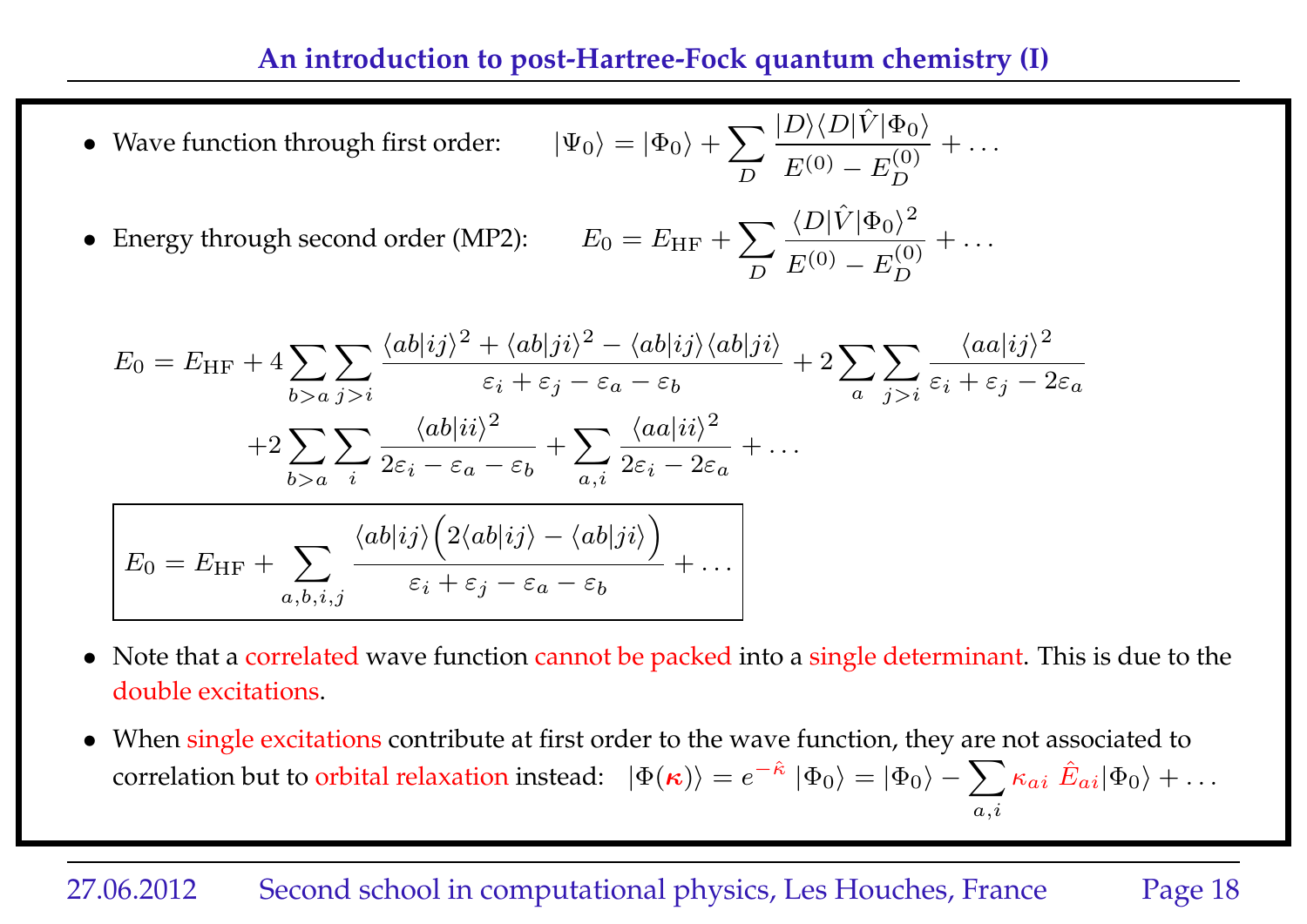- Wave function through first order: $$|\Psi_0\rangle = |\Phi_0\rangle + \sum_D \frac{|D\rangle\langle D|\hat{V}|\Phi_0\rangle}{E^{(0)} - E_D^{(0)}} + \dots$$

- Energy through second order (MP2): $$E_0 = E_{\rm HF} + \sum_D \frac{\langle D|\hat{V}|\Phi_0\rangle^2}{E^{(0)} - E_D^{(0)}} + \dots$$

$$E_0 = E_{\rm HF} + 4\sum_{b>a}\sum_{j>i} \frac{\langle ab|ij\rangle^2 + \langle ab|ji\rangle^2 - \langle ab|ij\rangle\langle ab|ji\rangle}{\varepsilon_i + \varepsilon_j - \varepsilon_a - \varepsilon_b} + 2\sum_a\sum_{j>i}\frac{\langle aa|ij\rangle^2}{\varepsilon_i + \varepsilon_j - 2\varepsilon_a}$$
$$+2\sum_{b>a}\sum_i \frac{\langle ab|ii\rangle^2}{2\varepsilon_i - \varepsilon_a - \varepsilon_b} + \sum_{a,i}\frac{\langle aa|ii\rangle^2}{2\varepsilon_i - 2\varepsilon_a} + \dots$$

$$\boxed{E_0 = E_{\rm HF} + \sum_{a,b,i,j} \frac{\langle ab|ij\rangle\Big(2\langle ab|ij\rangle - \langle ab|ji\rangle\Big)}{\varepsilon_i + \varepsilon_j - \varepsilon_a - \varepsilon_b} + \dots}$$

- Note that a correlated wave function cannot be packed into a single determinant. This is due to the double excitations.

- When single excitations contribute at first order to the wave function, they are not associated to correlation but to orbital relaxation instead: $|\Phi(\boldsymbol{\kappa})\rangle = e^{-\hat{\kappa}}\,|\Phi_0\rangle = |\Phi_0\rangle - \sum_{a,i} \kappa_{ai}\;\hat{E}_{ai}|\Phi_0\rangle + \dots$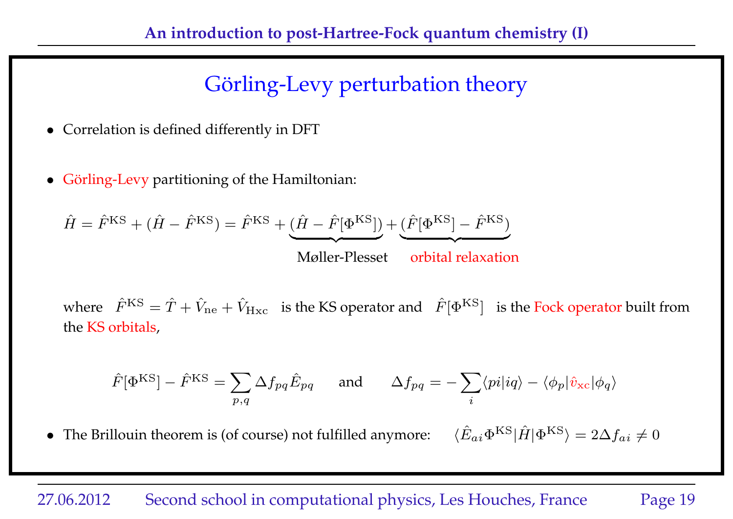# Görling-Levy perturbation theory

- Correlation is defined differently in DFT

- Görling-Levy partitioning of the Hamiltonian:

$$\hat{H} = \hat{F}^{\mathrm{KS}} + (\hat{H} - \hat{F}^{\mathrm{KS}}) = \hat{F}^{\mathrm{KS}} + \underbrace{(\hat{H} - \hat{F}[\Phi^{\mathrm{KS}}])}_{\text{Møller-Plesset}} + \underbrace{(\hat{F}[\Phi^{\mathrm{KS}}] - \hat{F}^{\mathrm{KS}})}_{\text{orbital relaxation}}$$

where $\hat{F}^{\mathrm{KS}} = \hat{T} + \hat{V}_{\mathrm{ne}} + \hat{V}_{\mathrm{Hxc}}$ is the KS operator and $\hat{F}[\Phi^{\mathrm{KS}}]$ is the Fock operator built from the KS orbitals,

$$\hat{F}[\Phi^{\mathrm{KS}}] - \hat{F}^{\mathrm{KS}} = \sum_{p,q} \Delta f_{pq} \hat{E}_{pq} \qquad \text{and} \qquad \Delta f_{pq} = -\sum_{i} \langle pi|iq\rangle - \langle \phi_p|\hat{v}_{\mathrm{xc}}|\phi_q\rangle$$

- The Brillouin theorem is (of course) not fulfilled anymore: $\langle \hat{E}_{ai}\Phi^{\mathrm{KS}}|\hat{H}|\Phi^{\mathrm{KS}}\rangle = 2\Delta f_{ai} \neq 0$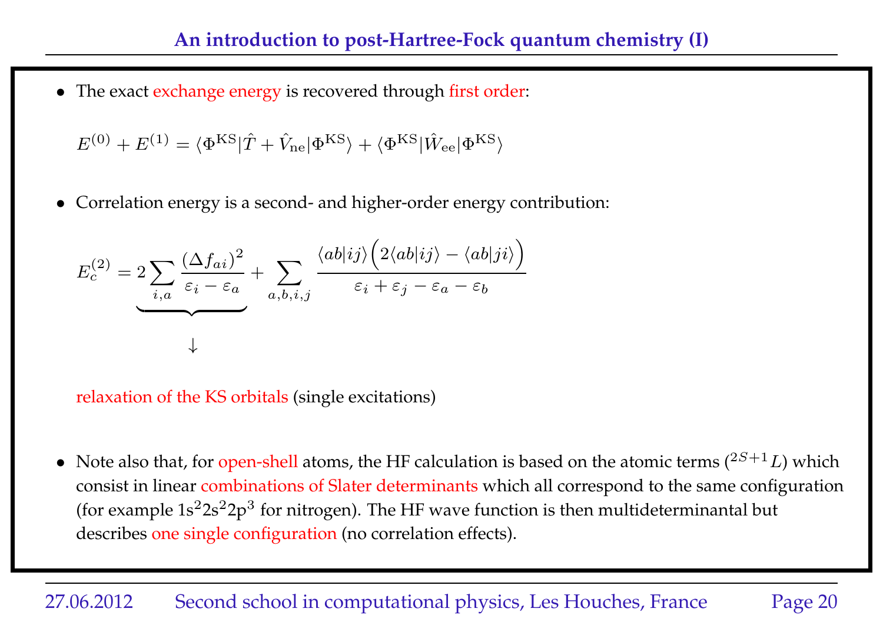- The exact exchange energy is recovered through first order:

$$E^{(0)} + E^{(1)} = \langle \Phi^{\mathrm{KS}} | \hat{T} + \hat{V}_{\mathrm{ne}} | \Phi^{\mathrm{KS}} \rangle + \langle \Phi^{\mathrm{KS}} | \hat{W}_{\mathrm{ee}} | \Phi^{\mathrm{KS}} \rangle$$

- Correlation energy is a second- and higher-order energy contribution:

$$E_c^{(2)} = \underbrace{2 \sum_{i,a} \frac{(\Delta f_{ai})^2}{\varepsilon_i - \varepsilon_a}} + \sum_{a,b,i,j} \frac{\langle ab|ij \rangle \Big( 2\langle ab|ij \rangle - \langle ab|ji \rangle \Big)}{\varepsilon_i + \varepsilon_j - \varepsilon_a - \varepsilon_b}$$

$\downarrow$

relaxation of the KS orbitals (single excitations)

- Note also that, for open-shell atoms, the HF calculation is based on the atomic terms ($^{2S+1}L$) which consist in linear combinations of Slater determinants which all correspond to the same configuration (for example $1s^2 2s^2 2p^3$ for nitrogen). The HF wave function is then multideterminantal but describes one single configuration (no correlation effects).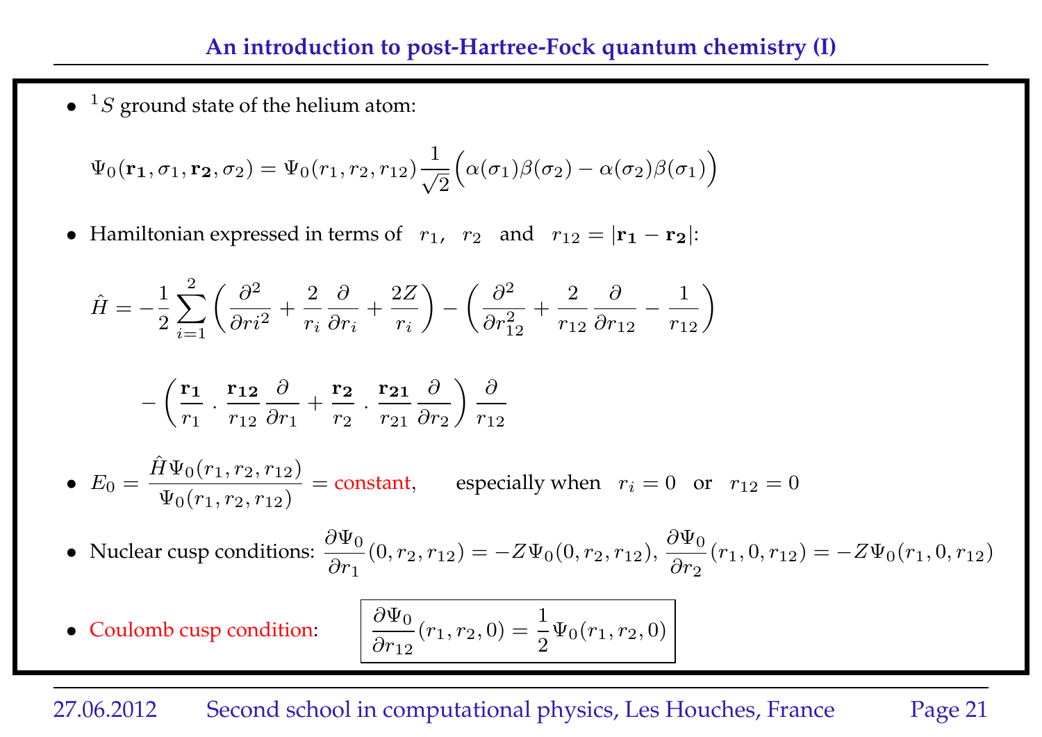- $^1S$ ground state of the helium atom:

$$\Psi_0(\mathbf{r_1}, \sigma_1, \mathbf{r_2}, \sigma_2) = \Psi_0(r_1, r_2, r_{12}) \frac{1}{\sqrt{2}} \Big( \alpha(\sigma_1)\beta(\sigma_2) - \alpha(\sigma_2)\beta(\sigma_1) \Big)$$

- Hamiltonian expressed in terms of $r_1$, $r_2$ and $r_{12} = |\mathbf{r_1} - \mathbf{r_2}|$:

$$\hat{H} = -\frac{1}{2} \sum_{i=1}^{2} \left( \frac{\partial^2}{\partial ri^2} + \frac{2}{r_i} \frac{\partial}{\partial r_i} + \frac{2Z}{r_i} \right) - \left( \frac{\partial^2}{\partial r_{12}^2} + \frac{2}{r_{12}} \frac{\partial}{\partial r_{12}} - \frac{1}{r_{12}} \right)$$

$$- \left( \frac{\mathbf{r_1}}{r_1} \cdot \frac{\mathbf{r_{12}}}{r_{12}} \frac{\partial}{\partial r_1} + \frac{\mathbf{r_2}}{r_2} \cdot \frac{\mathbf{r_{21}}}{r_{21}} \frac{\partial}{\partial r_2} \right) \frac{\partial}{r_{12}}$$

- $E_0 = \dfrac{\hat{H}\Psi_0(r_1, r_2, r_{12})}{\Psi_0(r_1, r_2, r_{12})} =$ constant, especially when $r_i = 0$ or $r_{12} = 0$

- Nuclear cusp conditions: $\dfrac{\partial \Psi_0}{\partial r_1}(0, r_2, r_{12}) = -Z\Psi_0(0, r_2, r_{12})$, $\dfrac{\partial \Psi_0}{\partial r_2}(r_1, 0, r_{12}) = -Z\Psi_0(r_1, 0, r_{12})$

- Coulomb cusp condition: $\boxed{\dfrac{\partial \Psi_0}{\partial r_{12}}(r_1, r_2, 0) = \dfrac{1}{2}\Psi_0(r_1, r_2, 0)}$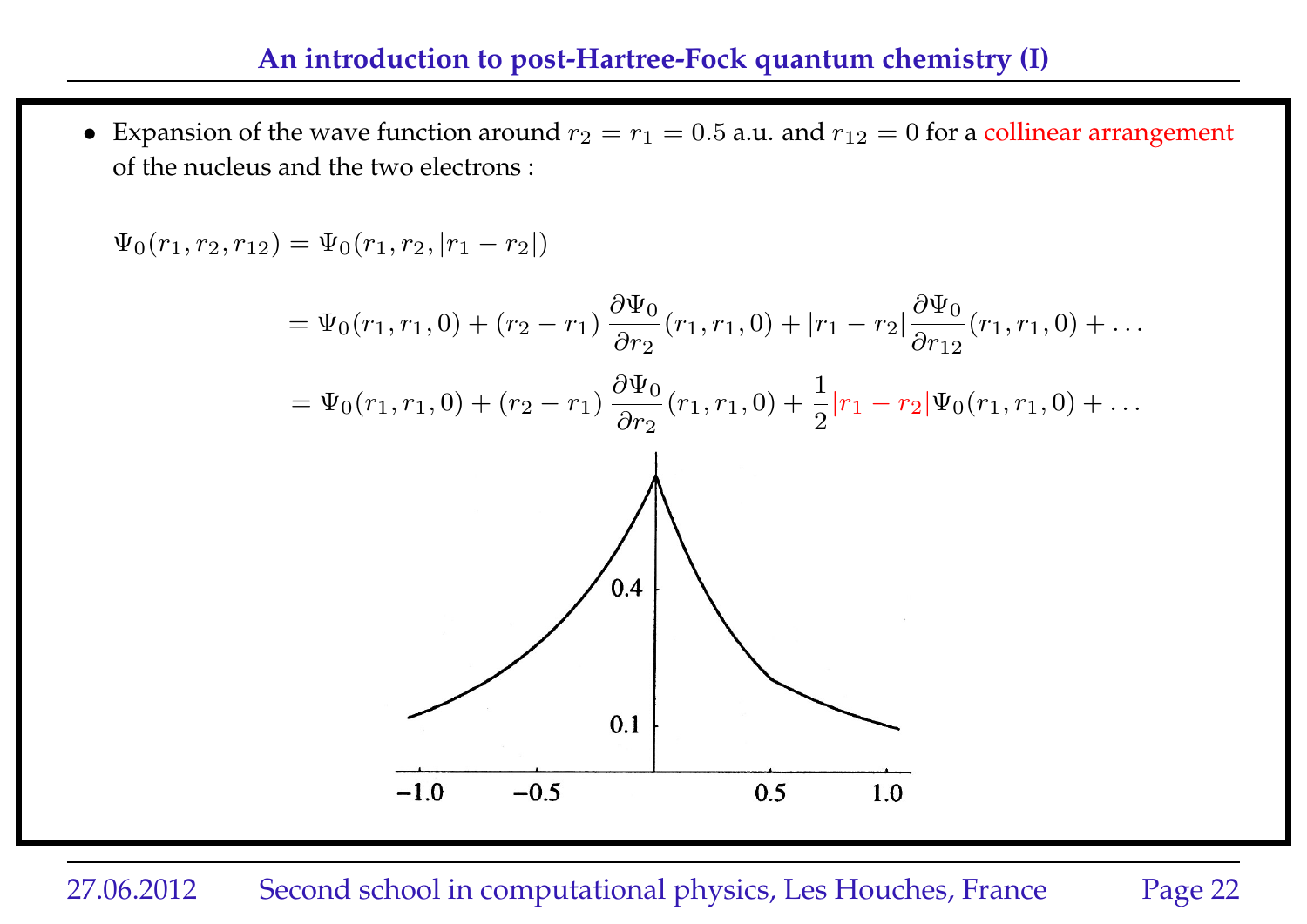- Expansion of the wave function around $r_2 = r_1 = 0.5$ a.u. and $r_{12} = 0$ for a collinear arrangement of the nucleus and the two electrons :

$$\Psi_0(r_1, r_2, r_{12}) = \Psi_0(r_1, r_2, |r_1 - r_2|)$$

$$= \Psi_0(r_1, r_1, 0) + (r_2 - r_1)\,\frac{\partial \Psi_0}{\partial r_2}(r_1, r_1, 0) + |r_1 - r_2|\,\frac{\partial \Psi_0}{\partial r_{12}}(r_1, r_1, 0) + \ldots$$

$$= \Psi_0(r_1, r_1, 0) + (r_2 - r_1)\,\frac{\partial \Psi_0}{\partial r_2}(r_1, r_1, 0) + \frac{1}{2}|r_1 - r_2|\Psi_0(r_1, r_1, 0) + \ldots$$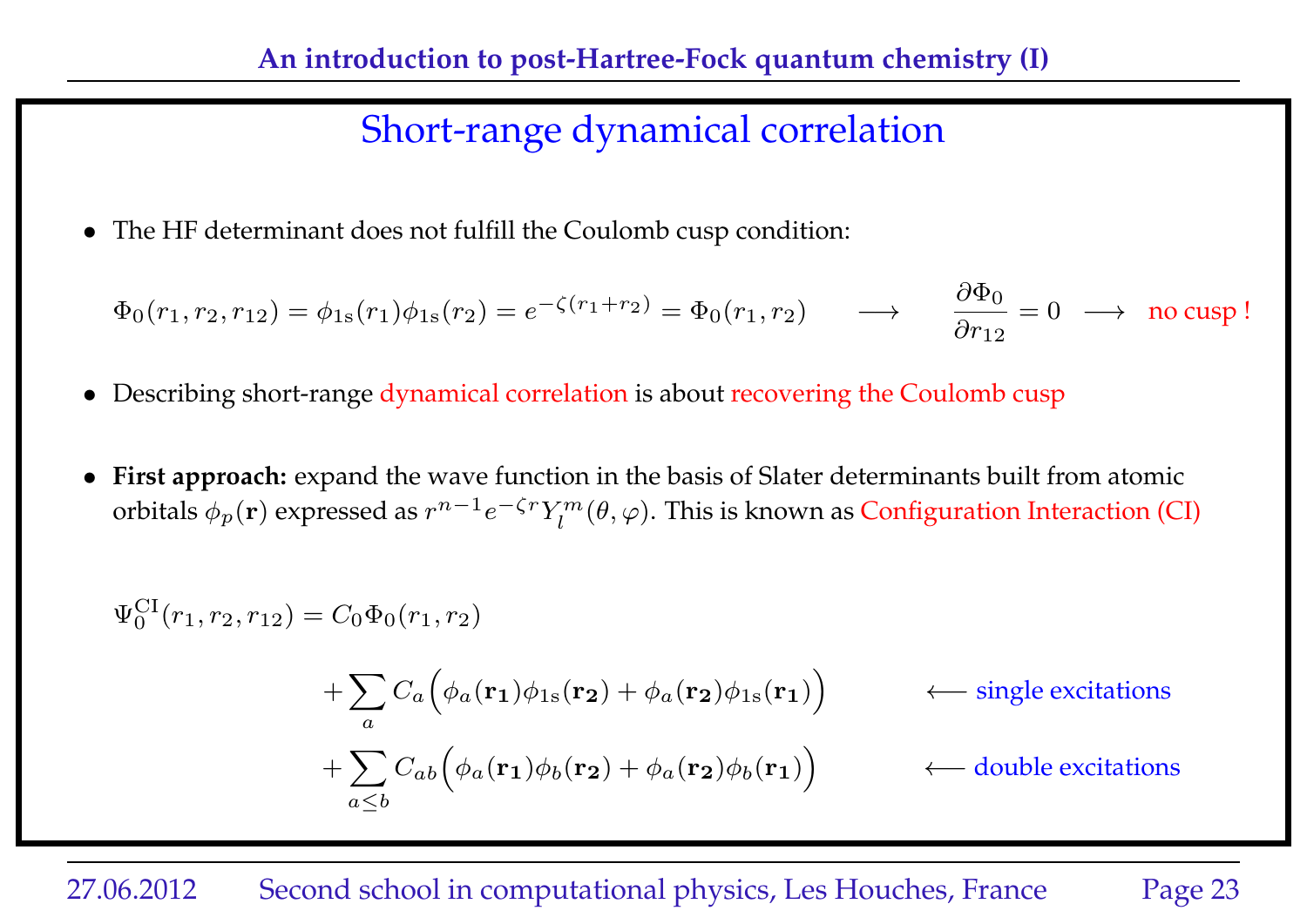# Short-range dynamical correlation

- The HF determinant does not fulfill the Coulomb cusp condition:

$$\Phi_0(r_1, r_2, r_{12}) = \phi_{1s}(r_1)\phi_{1s}(r_2) = e^{-\zeta(r_1+r_2)} = \Phi_0(r_1, r_2) \quad \longrightarrow \quad \frac{\partial \Phi_0}{\partial r_{12}} = 0 \quad \longrightarrow \quad \text{no cusp !}$$

- Describing short-range dynamical correlation is about recovering the Coulomb cusp

- **First approach:** expand the wave function in the basis of Slater determinants built from atomic orbitals $\phi_p(\mathbf{r})$ expressed as $r^{n-1}e^{-\zeta r}Y_l^m(\theta, \varphi)$. This is known as Configuration Interaction (CI)

$$\Psi_0^{\text{CI}}(r_1, r_2, r_{12}) = C_0\Phi_0(r_1, r_2)$$

$$+ \sum_a C_a\Big(\phi_a(\mathbf{r_1})\phi_{1s}(\mathbf{r_2}) + \phi_a(\mathbf{r_2})\phi_{1s}(\mathbf{r_1})\Big) \quad \longleftarrow \text{single excitations}$$

$$+ \sum_{a \leq b} C_{ab}\Big(\phi_a(\mathbf{r_1})\phi_b(\mathbf{r_2}) + \phi_a(\mathbf{r_2})\phi_b(\mathbf{r_1})\Big) \quad \longleftarrow \text{double excitations}$$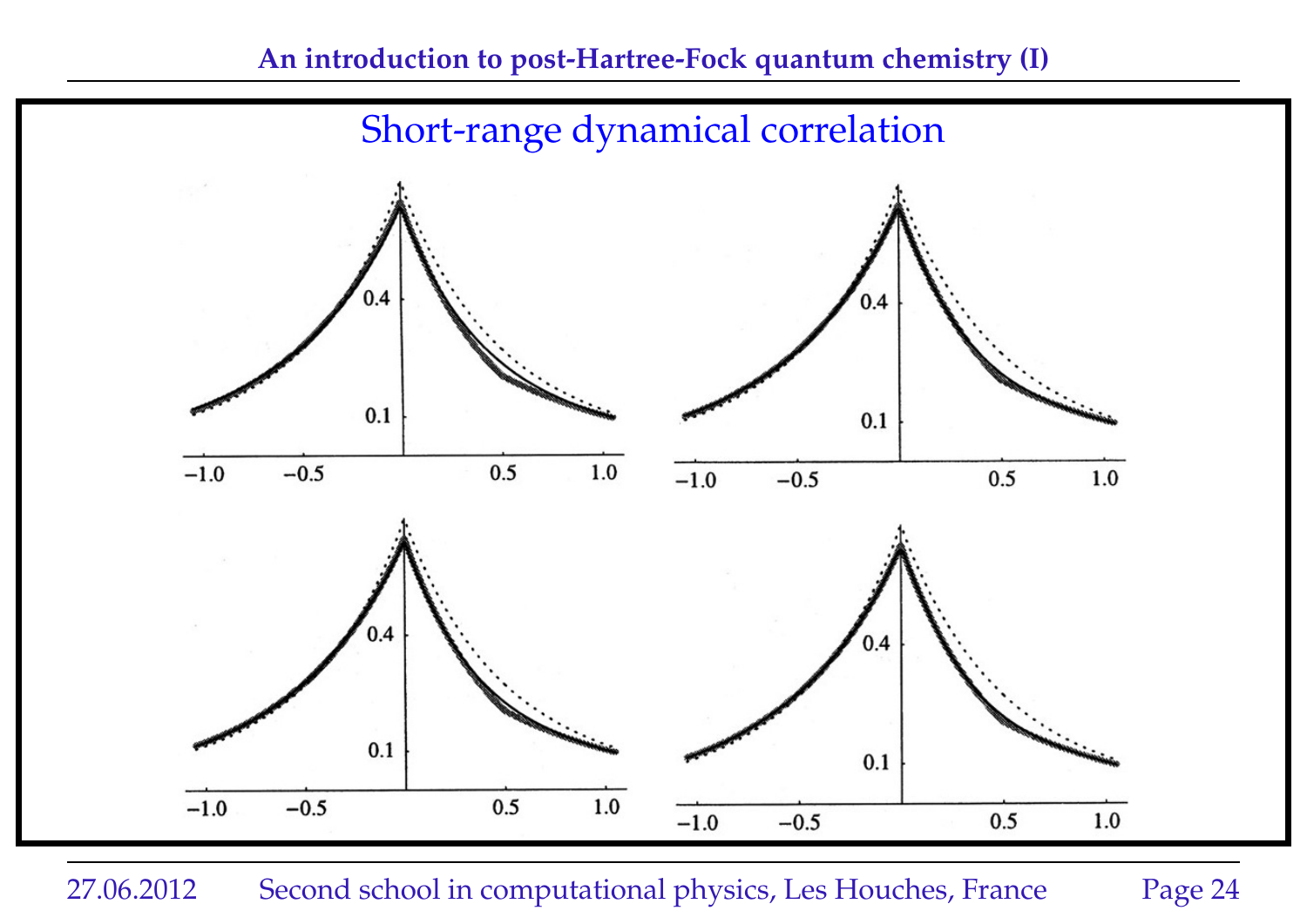## Short-range dynamical correlation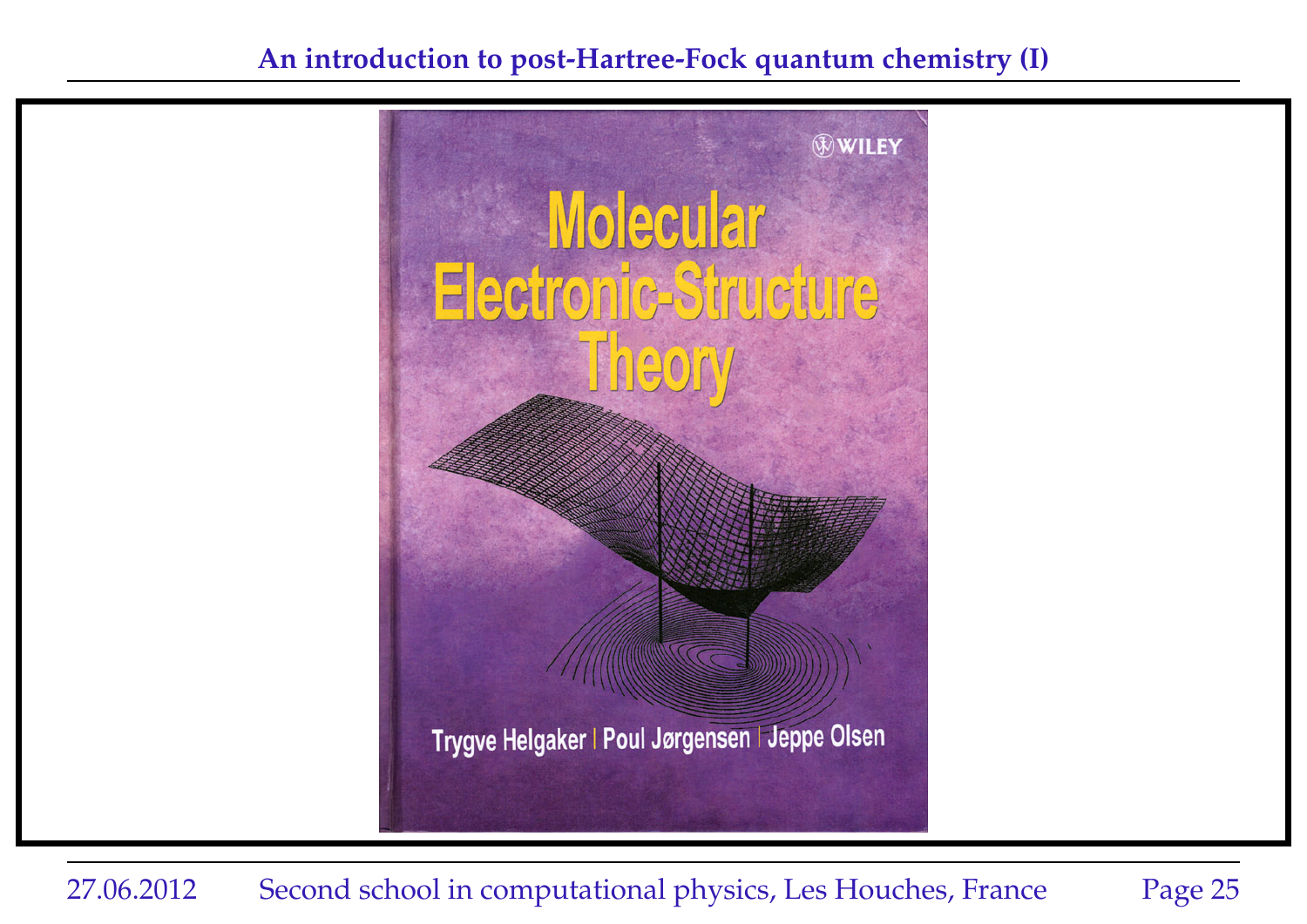Molecular Electronic-Structure Theory

Trygve Helgaker | Poul Jørgensen | Jeppe Olsen

WILEY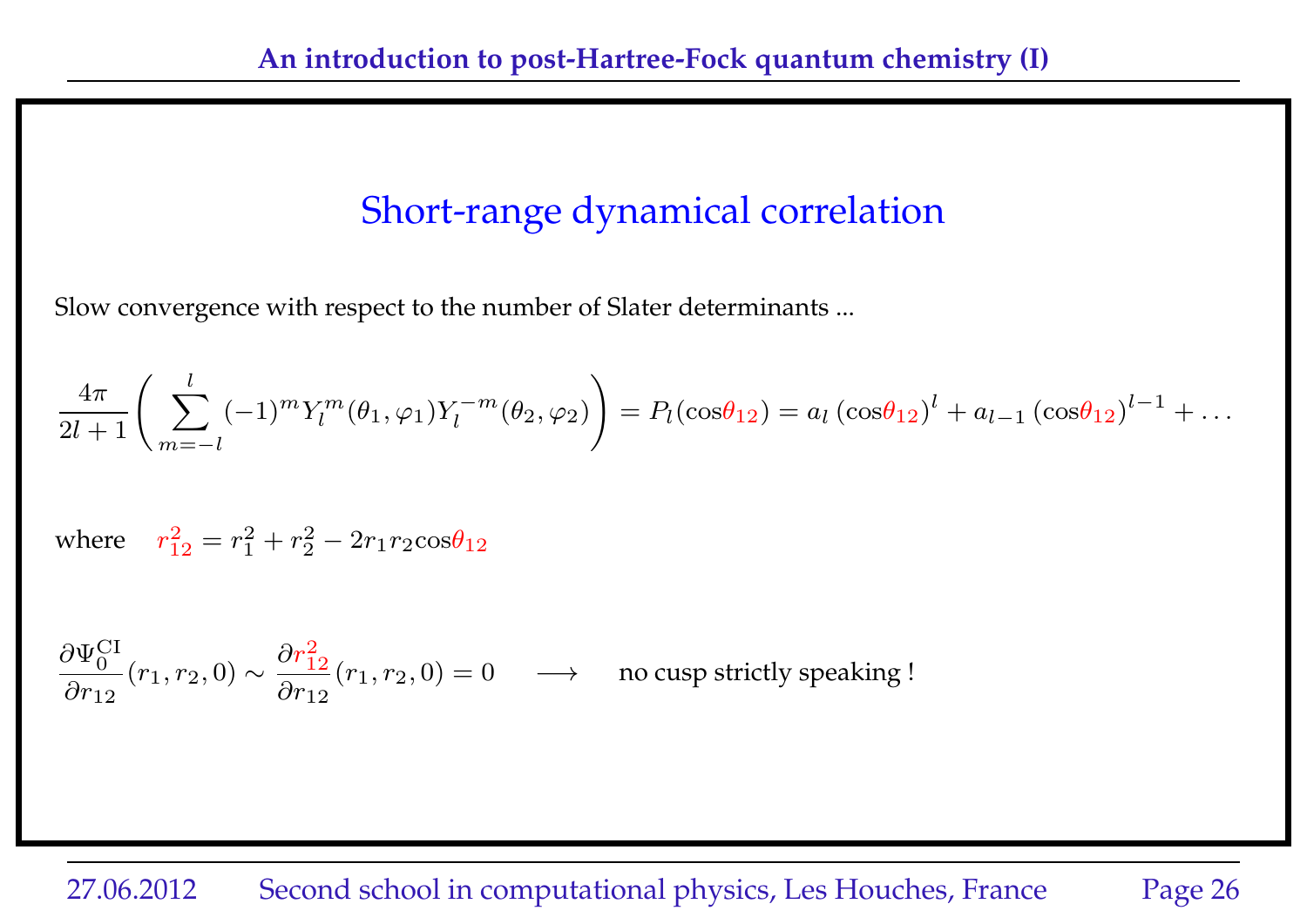## Short-range dynamical correlation

Slow convergence with respect to the number of Slater determinants ...

$$\frac{4\pi}{2l+1}\left(\sum_{m=-l}^{l}(-1)^m Y_l^m(\theta_1,\varphi_1)Y_l^{-m}(\theta_2,\varphi_2)\right) = P_l(\cos\theta_{12}) = a_l\,(\cos\theta_{12})^l + a_{l-1}\,(\cos\theta_{12})^{l-1} + \dots$$

where $\quad r_{12}^2 = r_1^2 + r_2^2 - 2r_1r_2\cos\theta_{12}$

$$\frac{\partial\Psi_0^{\mathrm{CI}}}{\partial r_{12}}(r_1,r_2,0) \sim \frac{\partial r_{12}^2}{\partial r_{12}}(r_1,r_2,0) = 0 \quad\longrightarrow\quad \text{no cusp strictly speaking !}$$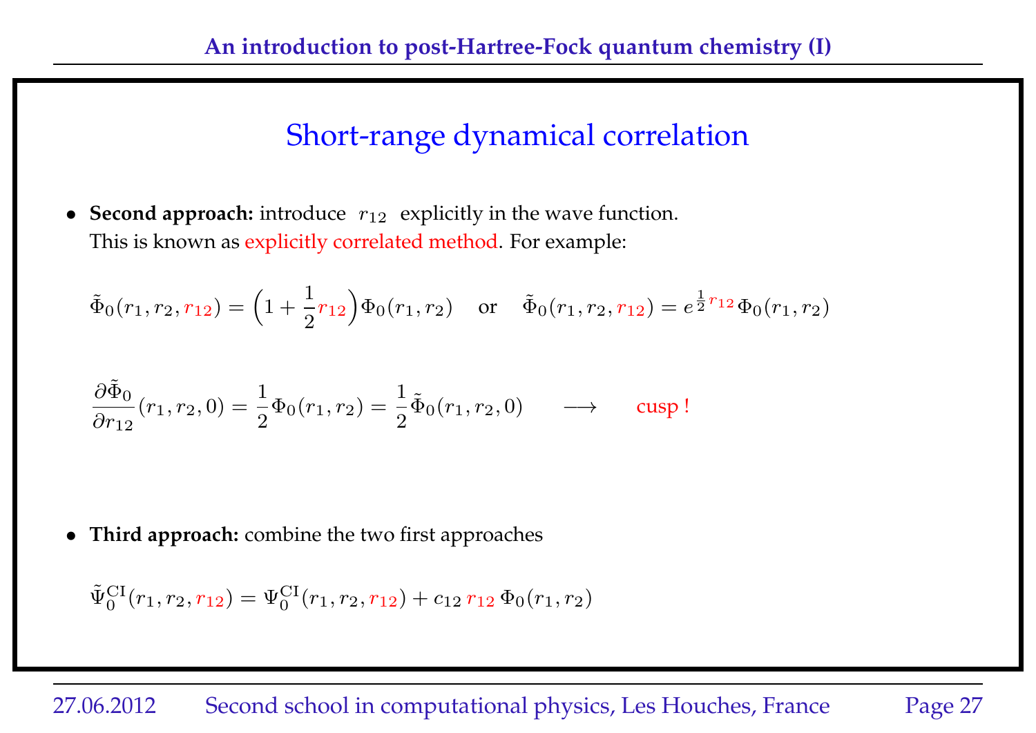## Short-range dynamical correlation

- **Second approach:** introduce $r_{12}$ explicitly in the wave function.
  This is known as explicitly correlated method. For example:

$$\tilde{\Phi}_0(r_1, r_2, r_{12}) = \left(1 + \frac{1}{2} r_{12}\right) \Phi_0(r_1, r_2) \quad \text{or} \quad \tilde{\Phi}_0(r_1, r_2, r_{12}) = e^{\frac{1}{2} r_{12}} \Phi_0(r_1, r_2)$$

$$\frac{\partial \tilde{\Phi}_0}{\partial r_{12}}(r_1, r_2, 0) = \frac{1}{2} \Phi_0(r_1, r_2) = \frac{1}{2} \tilde{\Phi}_0(r_1, r_2, 0) \qquad \longrightarrow \qquad \text{cusp !}$$

- **Third approach:** combine the two first approaches

$$\tilde{\Psi}_0^{\mathrm{CI}}(r_1, r_2, r_{12}) = \Psi_0^{\mathrm{CI}}(r_1, r_2, r_{12}) + c_{12}\, r_{12}\, \Phi_0(r_1, r_2)$$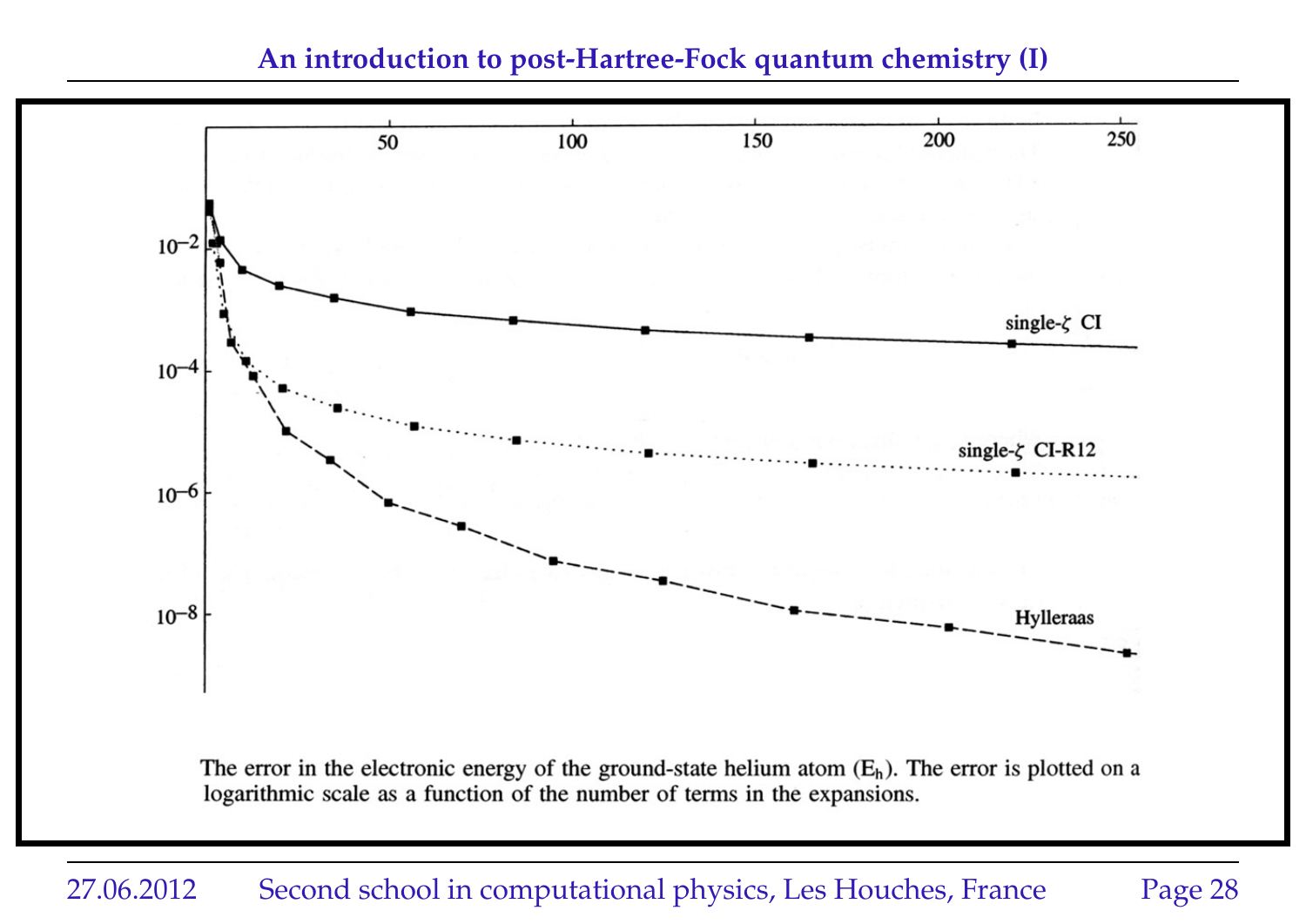The error in the electronic energy of the ground-state helium atom ($E_h$). The error is plotted on a logarithmic scale as a function of the number of terms in the expansions.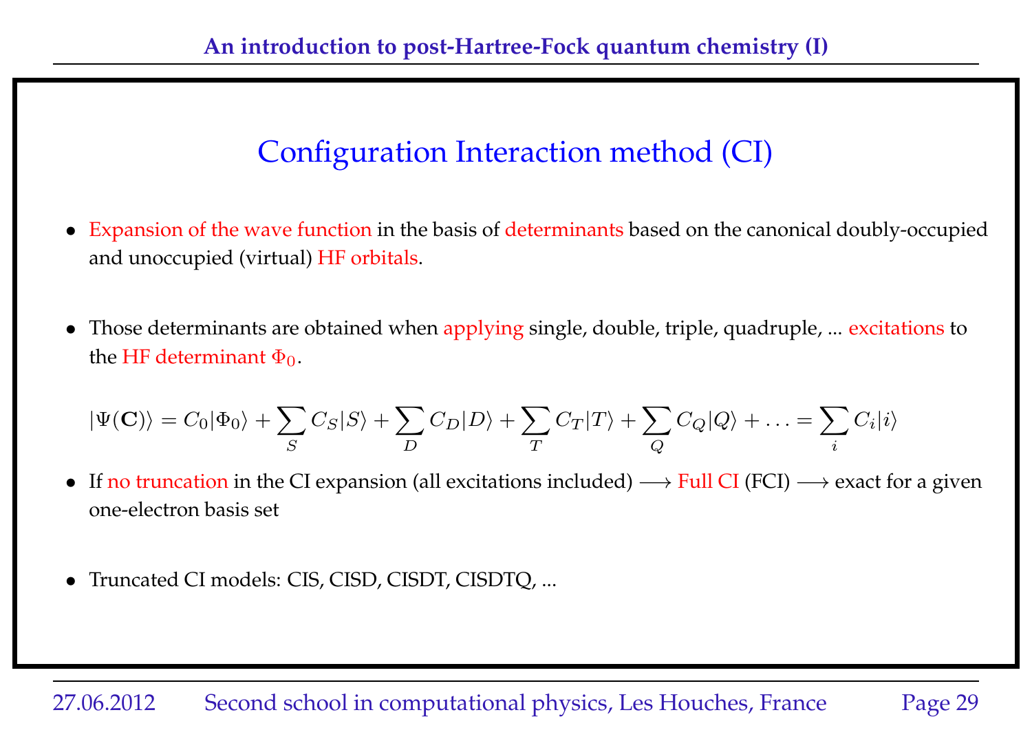## Configuration Interaction method (CI)

- Expansion of the wave function in the basis of determinants based on the canonical doubly-occupied and unoccupied (virtual) HF orbitals.

- Those determinants are obtained when applying single, double, triple, quadruple, ... excitations to the HF determinant $\Phi_0$.

$$|\Psi(\mathbf{C})\rangle = C_0|\Phi_0\rangle + \sum_S C_S|S\rangle + \sum_D C_D|D\rangle + \sum_T C_T|T\rangle + \sum_Q C_Q|Q\rangle + \ldots = \sum_i C_i|i\rangle$$

- If no truncation in the CI expansion (all excitations included) $\longrightarrow$ Full CI (FCI) $\longrightarrow$ exact for a given one-electron basis set

- Truncated CI models: CIS, CISD, CISDT, CISDTQ, ...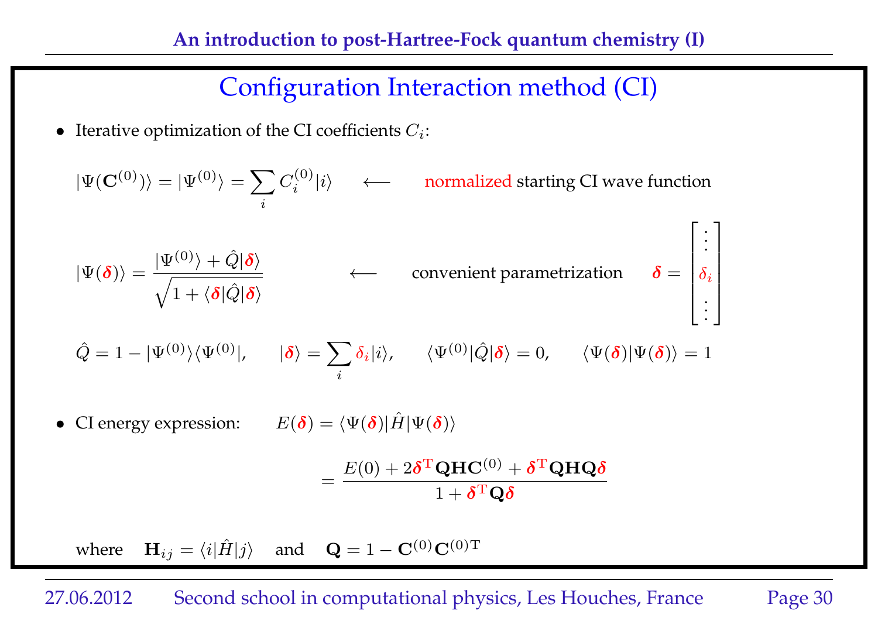# Configuration Interaction method (CI)

- Iterative optimization of the CI coefficients $C_i$:

$$|\Psi(\mathbf{C}^{(0)})\rangle = |\Psi^{(0)}\rangle = \sum_i C_i^{(0)}|i\rangle \quad \longleftarrow \quad \text{normalized starting CI wave function}$$

$$|\Psi(\boldsymbol{\delta})\rangle = \frac{|\Psi^{(0)}\rangle + \hat{Q}|\boldsymbol{\delta}\rangle}{\sqrt{1 + \langle\boldsymbol{\delta}|\hat{Q}|\boldsymbol{\delta}\rangle}} \quad \longleftarrow \quad \text{convenient parametrization} \quad \boldsymbol{\delta} = \begin{bmatrix} \vdots \\ \delta_i \\ \vdots \end{bmatrix}$$

$$\hat{Q} = 1 - |\Psi^{(0)}\rangle\langle\Psi^{(0)}|, \quad |\boldsymbol{\delta}\rangle = \sum_i \delta_i|i\rangle, \quad \langle\Psi^{(0)}|\hat{Q}|\boldsymbol{\delta}\rangle = 0, \quad \langle\Psi(\boldsymbol{\delta})|\Psi(\boldsymbol{\delta})\rangle = 1$$

- CI energy expression: $E(\boldsymbol{\delta}) = \langle\Psi(\boldsymbol{\delta})|\hat{H}|\Psi(\boldsymbol{\delta})\rangle$

$$= \frac{E(0) + 2\boldsymbol{\delta}^{\mathrm{T}}\mathbf{QHC}^{(0)} + \boldsymbol{\delta}^{\mathrm{T}}\mathbf{QHQ}\boldsymbol{\delta}}{1 + \boldsymbol{\delta}^{\mathrm{T}}\mathbf{Q}\boldsymbol{\delta}}$$

where $\mathbf{H}_{ij} = \langle i|\hat{H}|j\rangle$ and $\mathbf{Q} = 1 - \mathbf{C}^{(0)}\mathbf{C}^{(0)\mathrm{T}}$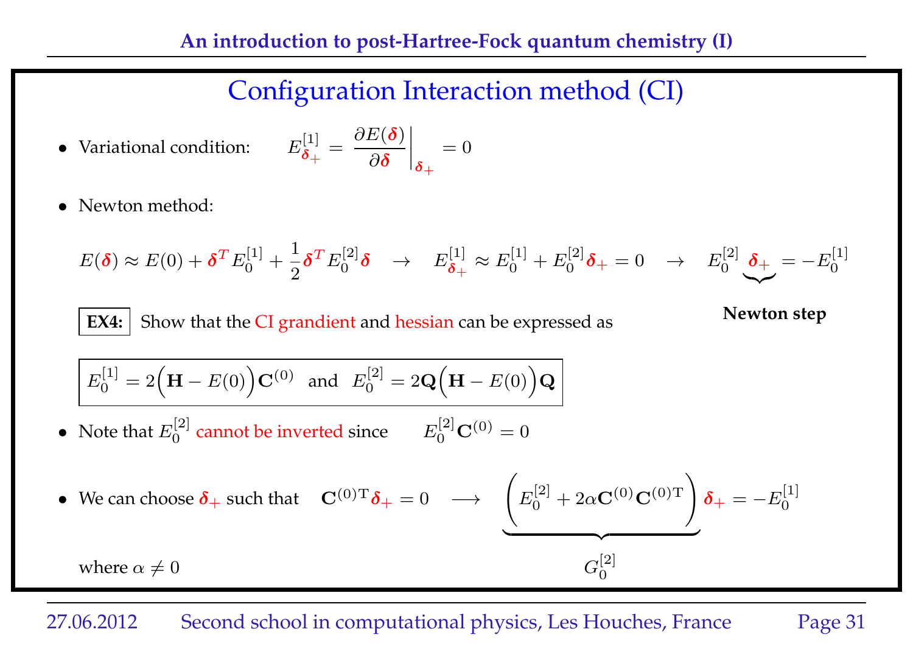# Configuration Interaction method (CI)

- Variational condition: $$E^{[1]}_{\boldsymbol{\delta}_+} = \left.\frac{\partial E(\boldsymbol{\delta})}{\partial \boldsymbol{\delta}}\right|_{\boldsymbol{\delta}_+} = 0$$

- Newton method:

$$E(\boldsymbol{\delta}) \approx E(0) + \boldsymbol{\delta}^T E^{[1]}_0 + \frac{1}{2}\boldsymbol{\delta}^T E^{[2]}_0 \boldsymbol{\delta} \quad \rightarrow \quad E^{[1]}_{\boldsymbol{\delta}_+} \approx E^{[1]}_0 + E^{[2]}_0 \boldsymbol{\delta}_+ = 0 \quad \rightarrow \quad E^{[2]}_0 \underbrace{\boldsymbol{\delta}_+}_{\textbf{Newton step}} = -E^{[1]}_0$$

**EX4:** Show that the CI grandient and hessian can be expressed as

$$E^{[1]}_0 = 2\Big(\mathbf{H} - E(0)\Big)\mathbf{C}^{(0)} \quad \text{and} \quad E^{[2]}_0 = 2\mathbf{Q}\Big(\mathbf{H} - E(0)\Big)\mathbf{Q}$$

- Note that $E^{[2]}_0$ cannot be inverted since $\quad E^{[2]}_0 \mathbf{C}^{(0)} = 0$

- We can choose $\boldsymbol{\delta}_+$ such that $\quad \mathbf{C}^{(0)\mathrm{T}}\boldsymbol{\delta}_+ = 0 \quad \longrightarrow \quad \underbrace{\left(E^{[2]}_0 + 2\alpha \mathbf{C}^{(0)}\mathbf{C}^{(0)\mathrm{T}}\right)}_{G^{[2]}_0}\boldsymbol{\delta}_+ = -E^{[1]}_0$

  where $\alpha \neq 0$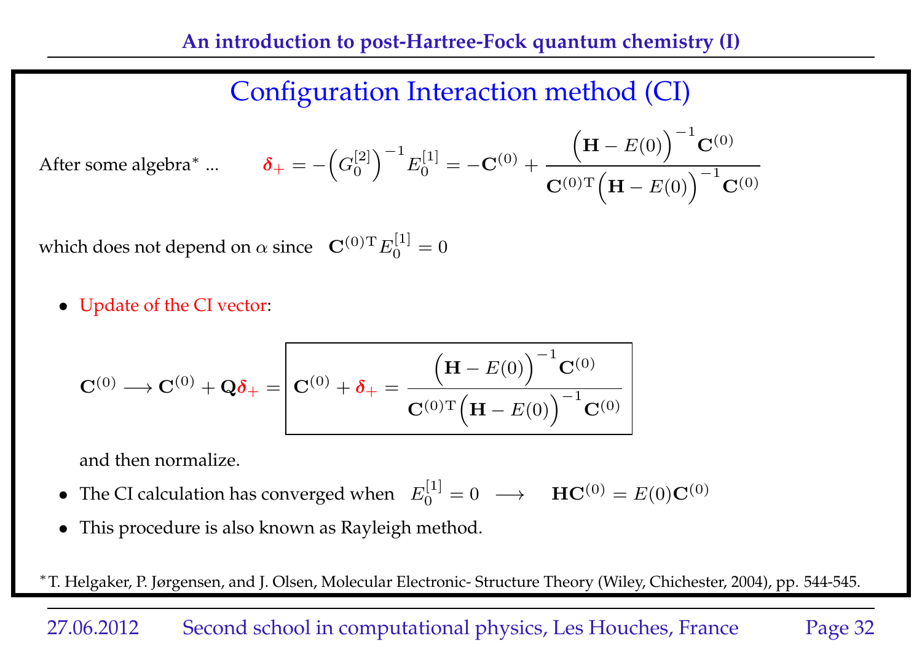## Configuration Interaction method (CI)

After some algebra* ... $$\boldsymbol{\delta}_{+} = -\left(G_0^{[2]}\right)^{-1} E_0^{[1]} = -\mathbf{C}^{(0)} + \frac{\left(\mathbf{H} - E(0)\right)^{-1}\mathbf{C}^{(0)}}{\mathbf{C}^{(0)\mathrm{T}}\left(\mathbf{H} - E(0)\right)^{-1}\mathbf{C}^{(0)}}$$

which does not depend on $\alpha$ since $\mathbf{C}^{(0)\mathrm{T}} E_0^{[1]} = 0$

- Update of the CI vector:

$$\mathbf{C}^{(0)} \longrightarrow \mathbf{C}^{(0)} + \mathbf{Q}\boldsymbol{\delta}_{+} = \boxed{\mathbf{C}^{(0)} + \boldsymbol{\delta}_{+} = \frac{\left(\mathbf{H} - E(0)\right)^{-1}\mathbf{C}^{(0)}}{\mathbf{C}^{(0)\mathrm{T}}\left(\mathbf{H} - E(0)\right)^{-1}\mathbf{C}^{(0)}}}$$

and then normalize.

- The CI calculation has converged when $E_0^{[1]} = 0 \quad \longrightarrow \quad \mathbf{H}\mathbf{C}^{(0)} = E(0)\mathbf{C}^{(0)}$
- This procedure is also known as Rayleigh method.

*T. Helgaker, P. Jørgensen, and J. Olsen, Molecular Electronic- Structure Theory (Wiley, Chichester, 2004), pp. 544-545.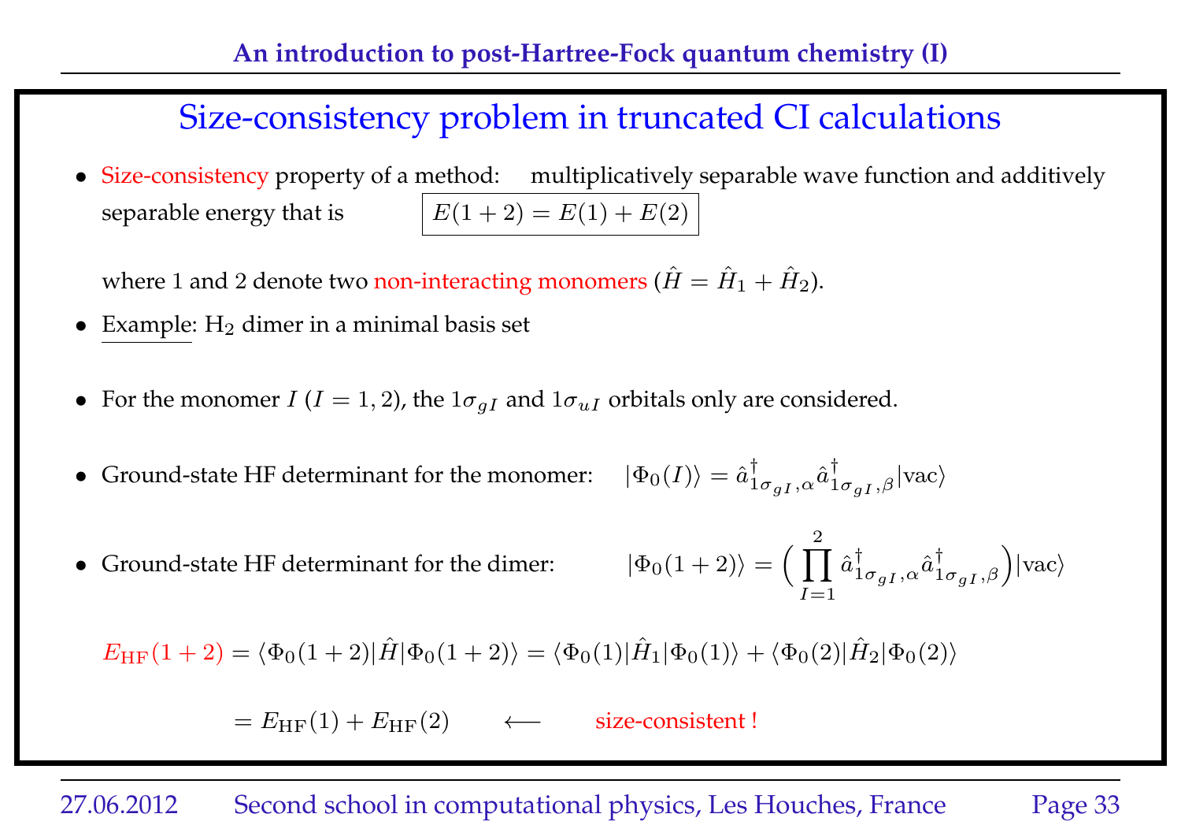## Size-consistency problem in truncated CI calculations

- Size-consistency property of a method: multiplicatively separable wave function and additively separable energy that is $E(1+2) = E(1) + E(2)$

  where 1 and 2 denote two non-interacting monomers ($\hat{H} = \hat{H}_1 + \hat{H}_2$).

- Example: $H_2$ dimer in a minimal basis set

- For the monomer $I$ ($I = 1, 2$), the $1\sigma_{gI}$ and $1\sigma_{uI}$ orbitals only are considered.

- Ground-state HF determinant for the monomer: $|\Phi_0(I)\rangle = \hat{a}^{\dagger}_{1\sigma_{gI},\alpha}\hat{a}^{\dagger}_{1\sigma_{gI},\beta}|\text{vac}\rangle$

- Ground-state HF determinant for the dimer: $|\Phi_0(1+2)\rangle = \Big(\prod_{I=1}^{2}\hat{a}^{\dagger}_{1\sigma_{gI},\alpha}\hat{a}^{\dagger}_{1\sigma_{gI},\beta}\Big)|\text{vac}\rangle$

$$E_{\text{HF}}(1+2) = \langle\Phi_0(1+2)|\hat{H}|\Phi_0(1+2)\rangle = \langle\Phi_0(1)|\hat{H}_1|\Phi_0(1)\rangle + \langle\Phi_0(2)|\hat{H}_2|\Phi_0(2)\rangle$$

$$= E_{\text{HF}}(1) + E_{\text{HF}}(2) \qquad \longleftarrow \qquad \text{size-consistent !}$$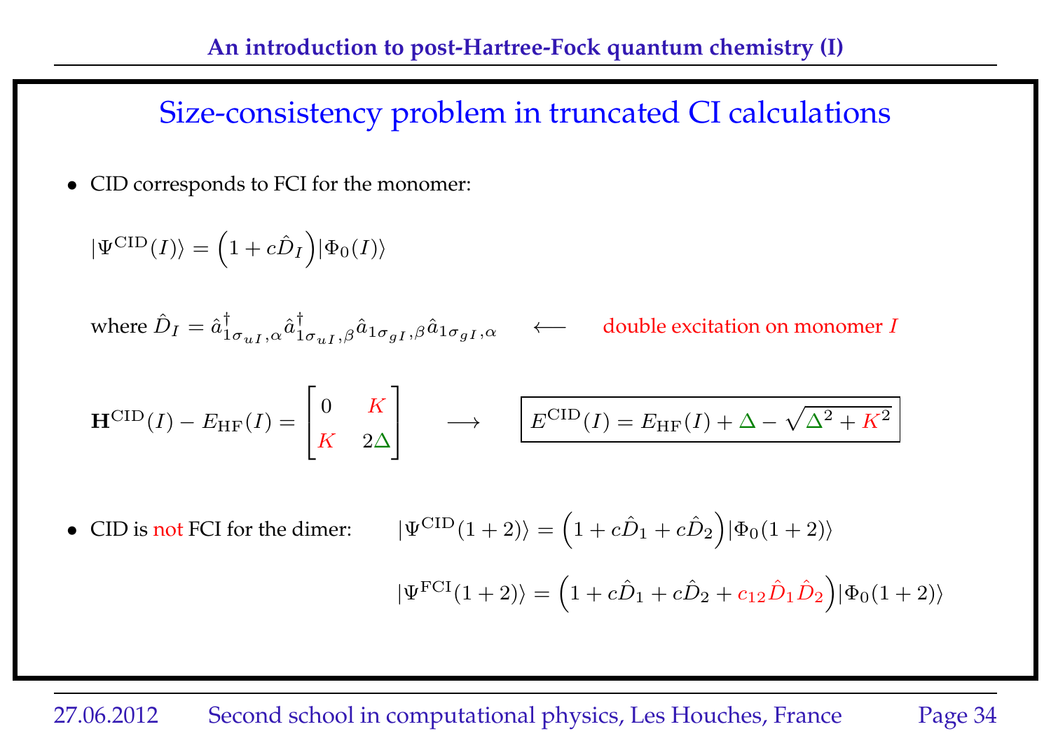# Size-consistency problem in truncated CI calculations

- CID corresponds to FCI for the monomer:

$$|\Psi^{\mathrm{CID}}(I)\rangle = \Big(1 + c\hat{D}_I\Big)|\Phi_0(I)\rangle$$

where $\hat{D}_I = \hat{a}^\dagger_{1\sigma_{uI},\alpha}\hat{a}^\dagger_{1\sigma_{uI},\beta}\hat{a}_{1\sigma_{gI},\beta}\hat{a}_{1\sigma_{gI},\alpha}$ $\longleftarrow$ double excitation on monomer $I$

$$\mathbf{H}^{\mathrm{CID}}(I) - E_{\mathrm{HF}}(I) = \begin{bmatrix} 0 & K \\ K & 2\Delta \end{bmatrix} \quad \longrightarrow \quad \boxed{E^{\mathrm{CID}}(I) = E_{\mathrm{HF}}(I) + \Delta - \sqrt{\Delta^2 + K^2}}$$

- CID is not FCI for the dimer:

$$|\Psi^{\mathrm{CID}}(1+2)\rangle = \Big(1 + c\hat{D}_1 + c\hat{D}_2\Big)|\Phi_0(1+2)\rangle$$

$$|\Psi^{\mathrm{FCI}}(1+2)\rangle = \Big(1 + c\hat{D}_1 + c\hat{D}_2 + c_{12}\hat{D}_1\hat{D}_2\Big)|\Phi_0(1+2)\rangle$$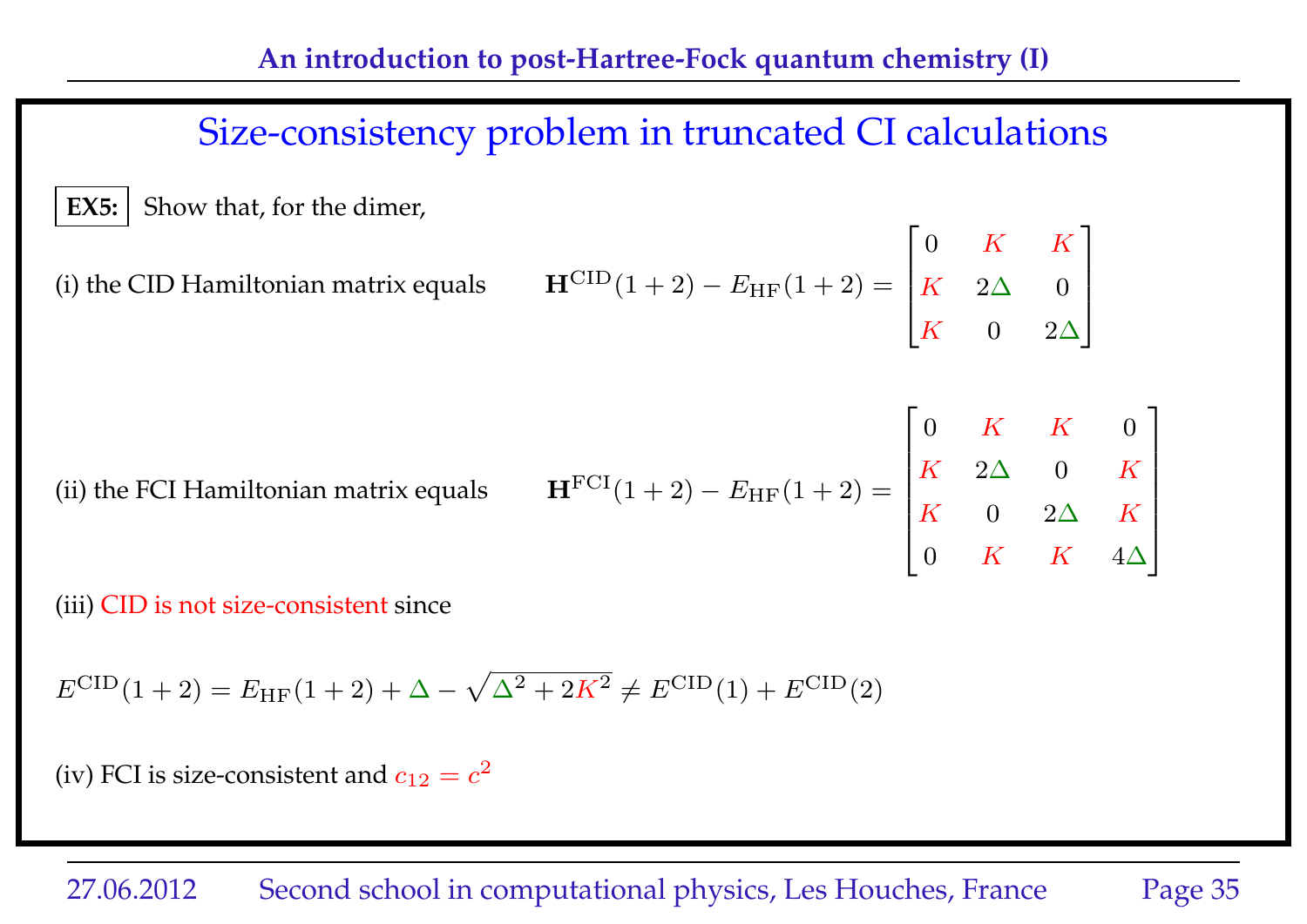# Size-consistency problem in truncated CI calculations

**EX5:** Show that, for the dimer,

(i) the CID Hamiltonian matrix equals

$$\mathbf{H}^{\mathrm{CID}}(1+2) - E_{\mathrm{HF}}(1+2) = \begin{bmatrix} 0 & K & K \\ K & 2\Delta & 0 \\ K & 0 & 2\Delta \end{bmatrix}$$

(ii) the FCI Hamiltonian matrix equals

$$\mathbf{H}^{\mathrm{FCI}}(1+2) - E_{\mathrm{HF}}(1+2) = \begin{bmatrix} 0 & K & K & 0 \\ K & 2\Delta & 0 & K \\ K & 0 & 2\Delta & K \\ 0 & K & K & 4\Delta \end{bmatrix}$$

(iii) CID is not size-consistent since

$$E^{\mathrm{CID}}(1+2) = E_{\mathrm{HF}}(1+2) + \Delta - \sqrt{\Delta^2 + 2K^2} \neq E^{\mathrm{CID}}(1) + E^{\mathrm{CID}}(2)$$

(iv) FCI is size-consistent and $c_{12} = c^2$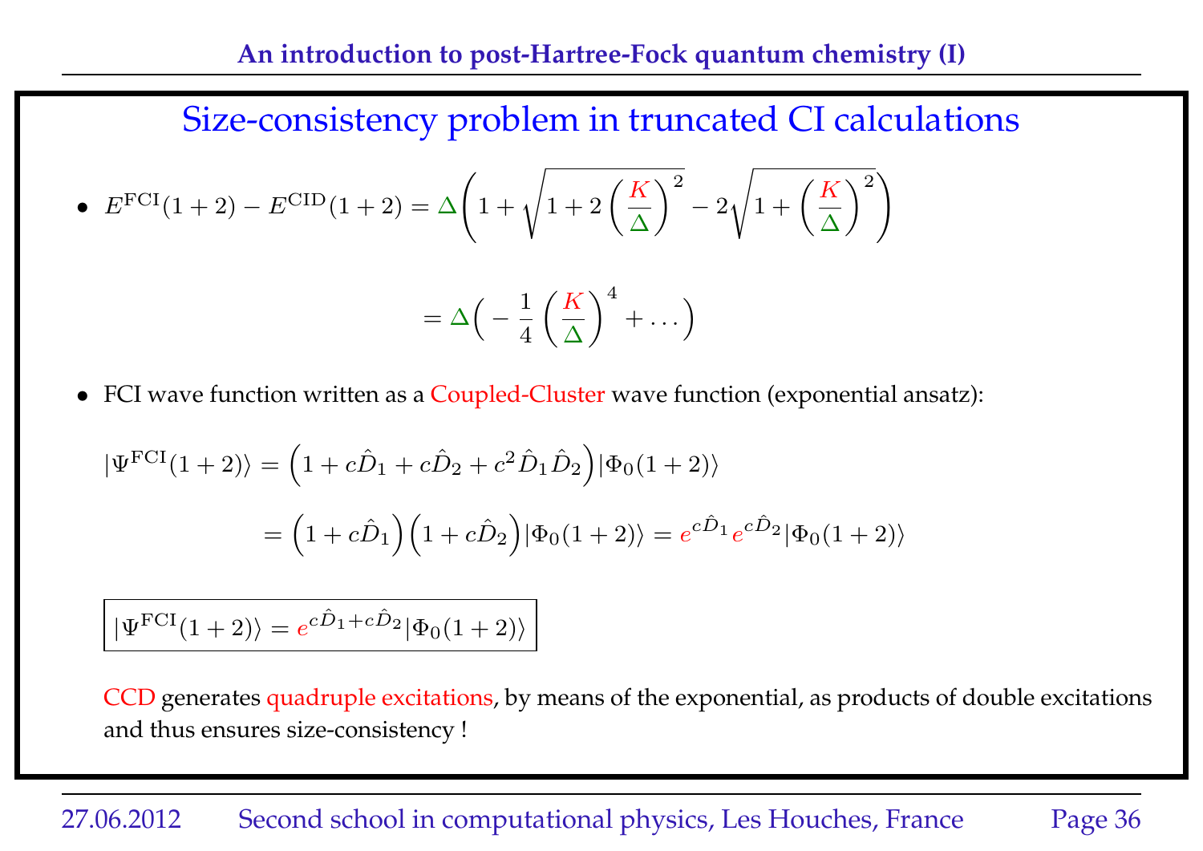# Size-consistency problem in truncated CI calculations

- $$E^{\text{FCI}}(1+2) - E^{\text{CID}}(1+2) = \Delta\left(1 + \sqrt{1 + 2\left(\frac{K}{\Delta}\right)^2} - 2\sqrt{1 + \left(\frac{K}{\Delta}\right)^2}\right)$$

$$= \Delta\Big(-\frac{1}{4}\left(\frac{K}{\Delta}\right)^4 + \ldots\Big)$$

- FCI wave function written as a Coupled-Cluster wave function (exponential ansatz):

$$|\Psi^{\text{FCI}}(1+2)\rangle = \Big(1 + c\hat{D}_1 + c\hat{D}_2 + c^2\hat{D}_1\hat{D}_2\Big)|\Phi_0(1+2)\rangle$$

$$= \Big(1 + c\hat{D}_1\Big)\Big(1 + c\hat{D}_2\Big)|\Phi_0(1+2)\rangle = e^{c\hat{D}_1}e^{c\hat{D}_2}|\Phi_0(1+2)\rangle$$

$$\boxed{|\Psi^{\text{FCI}}(1+2)\rangle = e^{c\hat{D}_1 + c\hat{D}_2}|\Phi_0(1+2)\rangle}$$

CCD generates quadruple excitations, by means of the exponential, as products of double excitations and thus ensures size-consistency !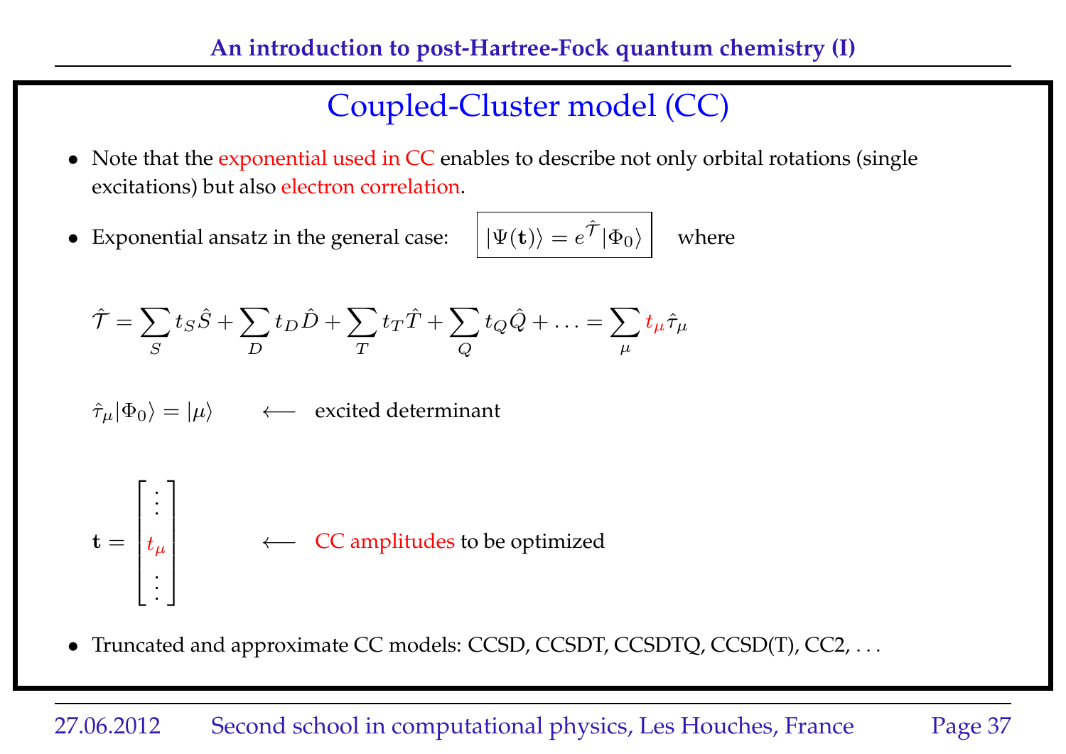# Coupled-Cluster model (CC)

- Note that the exponential used in CC enables to describe not only orbital rotations (single excitations) but also electron correlation.

- Exponential ansatz in the general case: $|\Psi(\mathbf{t})\rangle = e^{\hat{\mathcal{T}}}|\Phi_0\rangle$ where

$$\hat{\mathcal{T}} = \sum_S t_S \hat{S} + \sum_D t_D \hat{D} + \sum_T t_T \hat{T} + \sum_Q t_Q \hat{Q} + \ldots = \sum_\mu t_\mu \hat{\tau}_\mu$$

$$\hat{\tau}_\mu |\Phi_0\rangle = |\mu\rangle \qquad \longleftarrow \quad \text{excited determinant}$$

$$\mathbf{t} = \begin{bmatrix} \vdots \\ t_\mu \\ \vdots \end{bmatrix} \qquad \longleftarrow \quad \text{CC amplitudes to be optimized}$$

- Truncated and approximate CC models: CCSD, CCSDT, CCSDTQ, CCSD(T), CC2, . . .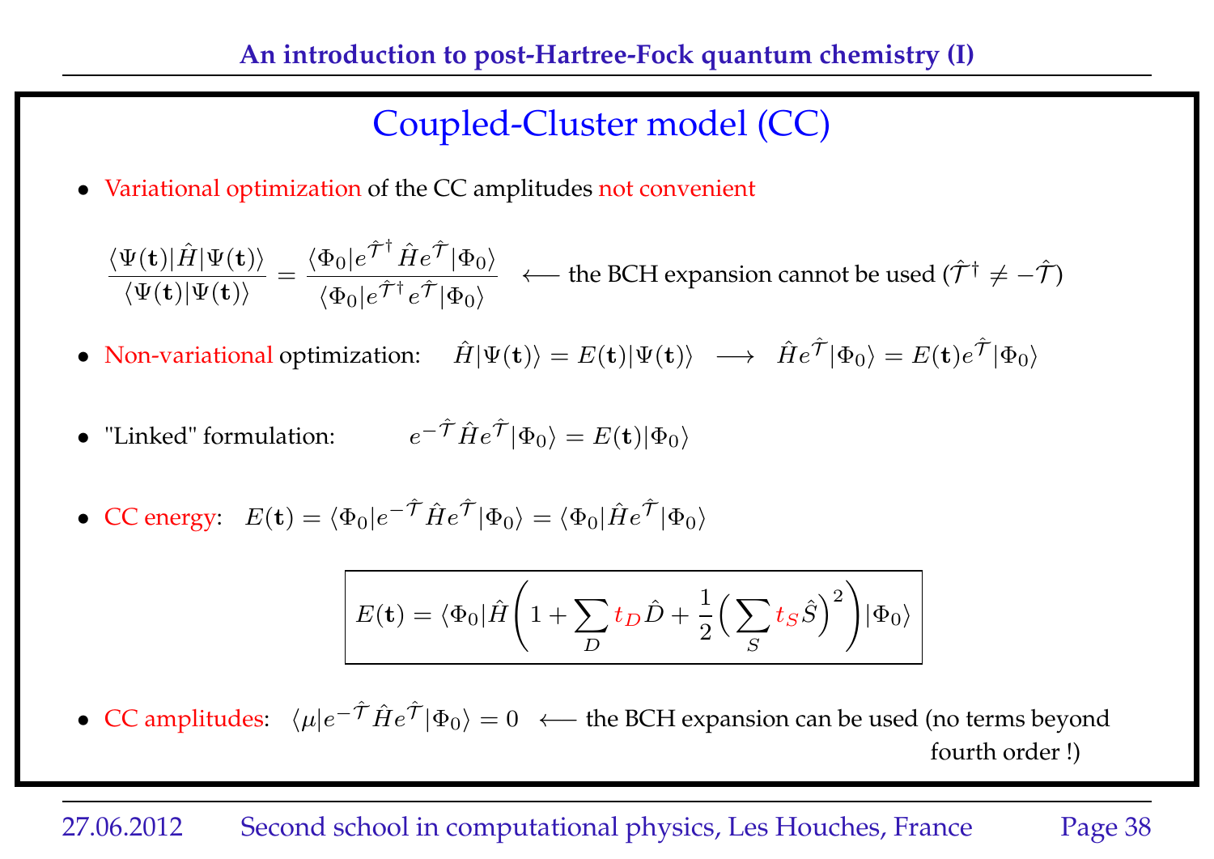# Coupled-Cluster model (CC)

- Variational optimization of the CC amplitudes not convenient

$$\frac{\langle \Psi(\mathbf{t})|\hat{H}|\Psi(\mathbf{t})\rangle}{\langle \Psi(\mathbf{t})|\Psi(\mathbf{t})\rangle} = \frac{\langle \Phi_0|e^{\hat{\mathcal{T}}^\dagger}\hat{H}e^{\hat{\mathcal{T}}}|\Phi_0\rangle}{\langle \Phi_0|e^{\hat{\mathcal{T}}^\dagger}e^{\hat{\mathcal{T}}}|\Phi_0\rangle} \quad \longleftarrow \text{the BCH expansion cannot be used } (\hat{\mathcal{T}}^\dagger \neq -\hat{\mathcal{T}})$$

- Non-variational optimization: $\hat{H}|\Psi(\mathbf{t})\rangle = E(\mathbf{t})|\Psi(\mathbf{t})\rangle \;\longrightarrow\; \hat{H}e^{\hat{\mathcal{T}}}|\Phi_0\rangle = E(\mathbf{t})e^{\hat{\mathcal{T}}}|\Phi_0\rangle$

- "Linked" formulation: $e^{-\hat{\mathcal{T}}}\hat{H}e^{\hat{\mathcal{T}}}|\Phi_0\rangle = E(\mathbf{t})|\Phi_0\rangle$

- CC energy: $E(\mathbf{t}) = \langle \Phi_0|e^{-\hat{\mathcal{T}}}\hat{H}e^{\hat{\mathcal{T}}}|\Phi_0\rangle = \langle \Phi_0|\hat{H}e^{\hat{\mathcal{T}}}|\Phi_0\rangle$

$$\boxed{E(\mathbf{t}) = \langle \Phi_0|\hat{H}\left(1 + \sum_D t_D\hat{D} + \frac{1}{2}\Big(\sum_S t_S\hat{S}\Big)^2\right)|\Phi_0\rangle}$$

- CC amplitudes: $\langle \mu|e^{-\hat{\mathcal{T}}}\hat{H}e^{\hat{\mathcal{T}}}|\Phi_0\rangle = 0 \quad \longleftarrow$ the BCH expansion can be used (no terms beyond fourth order !)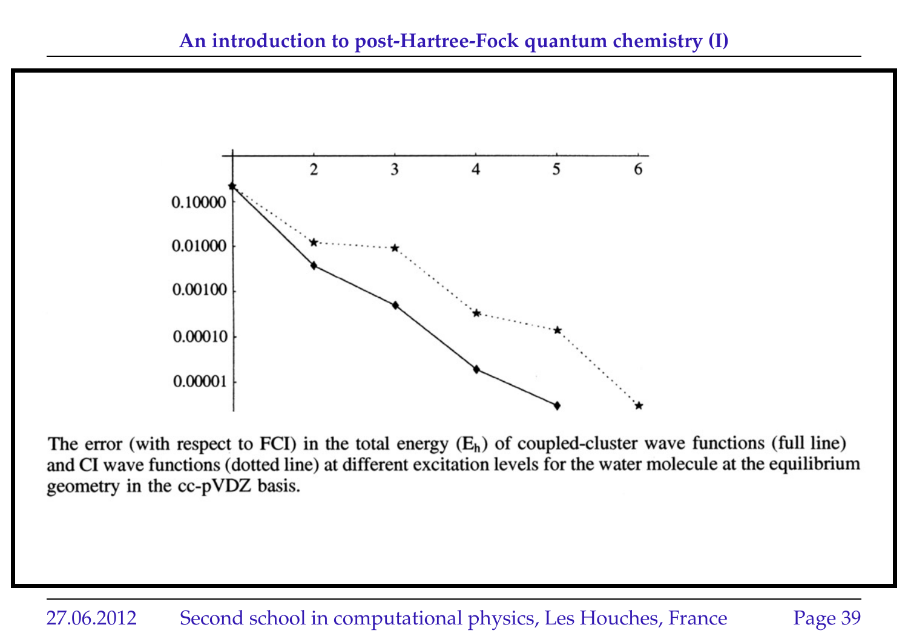The error (with respect to FCI) in the total energy ($E_h$) of coupled-cluster wave functions (full line) and CI wave functions (dotted line) at different excitation levels for the water molecule at the equilibrium geometry in the cc-pVDZ basis.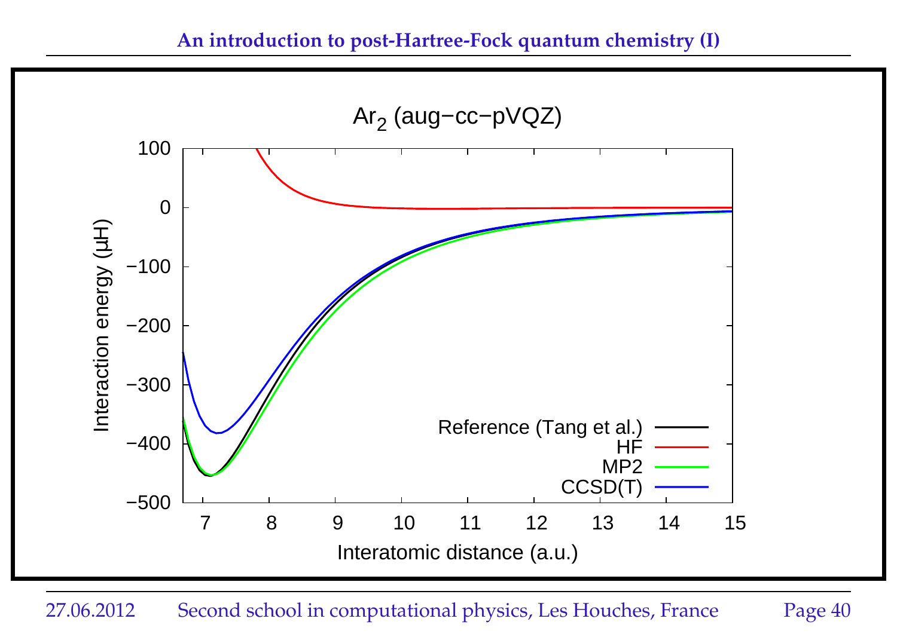$Ar_2$ (aug−cc−pVQZ)

Interaction energy (μH)

100

0

−100

−200

−300

−400

−500

7 8 9 10 11 12 13 14 15

Interatomic distance (a.u.)

Reference (Tang et al.)

HF

MP2

CCSD(T)